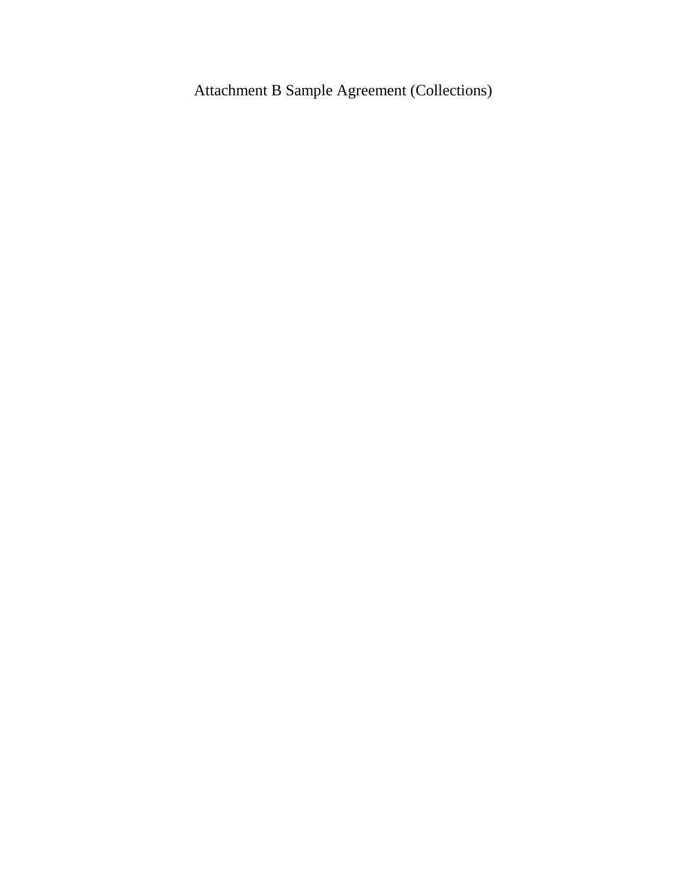# Attachment B Sample Agreement (Collections)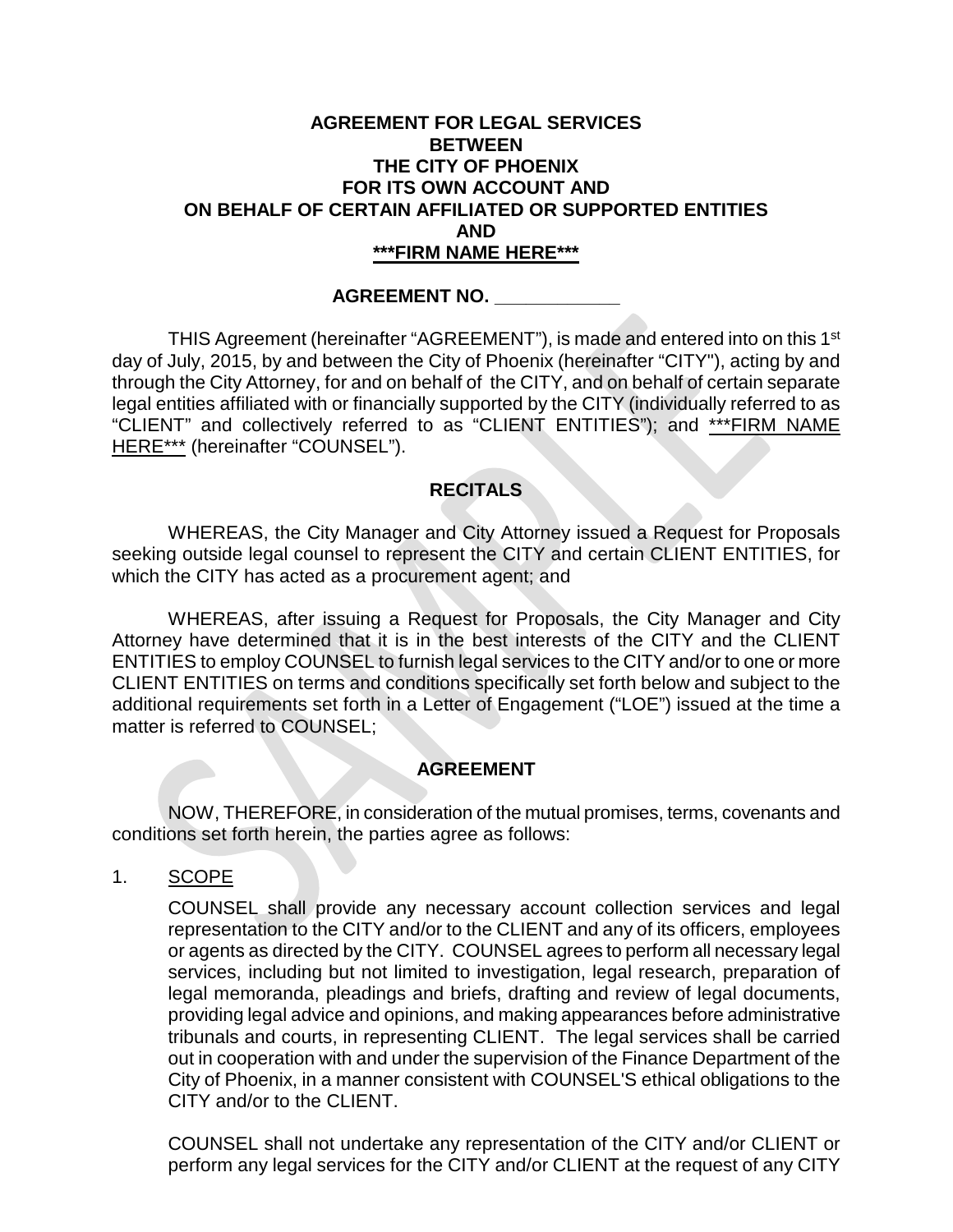**AGREEMENT FOR LEGAL SERVICES**
**BETWEEN**
**THE CITY OF PHOENIX**
**FOR ITS OWN ACCOUNT AND**
**ON BEHALF OF CERTAIN AFFILIATED OR SUPPORTED ENTITIES**
**AND**
**<u>\*\*\*FIRM NAME HERE\*\*\*</u>**

**AGREEMENT NO. \_\_\_\_\_\_\_\_\_\_\_\_**

THIS Agreement (hereinafter "AGREEMENT"), is made and entered into on this 1st day of July, 2015, by and between the City of Phoenix (hereinafter "CITY"), acting by and through the City Attorney, for and on behalf of the CITY, and on behalf of certain separate legal entities affiliated with or financially supported by the CITY (individually referred to as "CLIENT" and collectively referred to as "CLIENT ENTITIES"); and <u>\*\*\*FIRM NAME HERE\*\*\*</u> (hereinafter "COUNSEL").

## RECITALS

WHEREAS, the City Manager and City Attorney issued a Request for Proposals seeking outside legal counsel to represent the CITY and certain CLIENT ENTITIES, for which the CITY has acted as a procurement agent; and

WHEREAS, after issuing a Request for Proposals, the City Manager and City Attorney have determined that it is in the best interests of the CITY and the CLIENT ENTITIES to employ COUNSEL to furnish legal services to the CITY and/or to one or more CLIENT ENTITIES on terms and conditions specifically set forth below and subject to the additional requirements set forth in a Letter of Engagement ("LOE") issued at the time a matter is referred to COUNSEL;

## AGREEMENT

NOW, THEREFORE, in consideration of the mutual promises, terms, covenants and conditions set forth herein, the parties agree as follows:

1. <u>SCOPE</u>

   COUNSEL shall provide any necessary account collection services and legal representation to the CITY and/or to the CLIENT and any of its officers, employees or agents as directed by the CITY. COUNSEL agrees to perform all necessary legal services, including but not limited to investigation, legal research, preparation of legal memoranda, pleadings and briefs, drafting and review of legal documents, providing legal advice and opinions, and making appearances before administrative tribunals and courts, in representing CLIENT. The legal services shall be carried out in cooperation with and under the supervision of the Finance Department of the City of Phoenix, in a manner consistent with COUNSEL'S ethical obligations to the CITY and/or to the CLIENT.

   COUNSEL shall not undertake any representation of the CITY and/or CLIENT or perform any legal services for the CITY and/or CLIENT at the request of any CITY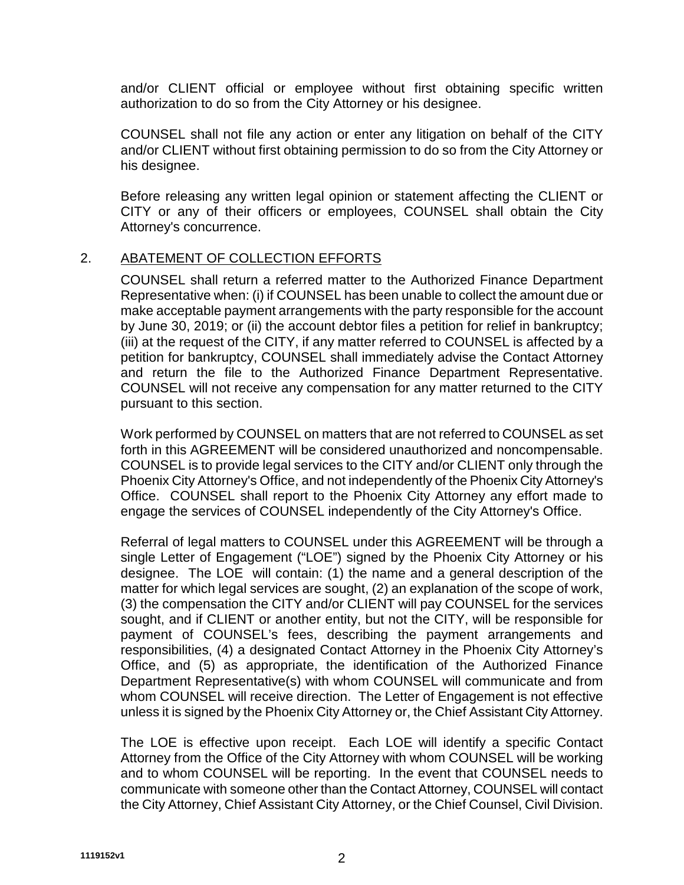and/or CLIENT official or employee without first obtaining specific written authorization to do so from the City Attorney or his designee.

COUNSEL shall not file any action or enter any litigation on behalf of the CITY and/or CLIENT without first obtaining permission to do so from the City Attorney or his designee.

Before releasing any written legal opinion or statement affecting the CLIENT or CITY or any of their officers or employees, COUNSEL shall obtain the City Attorney's concurrence.

2. ABATEMENT OF COLLECTION EFFORTS

COUNSEL shall return a referred matter to the Authorized Finance Department Representative when: (i) if COUNSEL has been unable to collect the amount due or make acceptable payment arrangements with the party responsible for the account by June 30, 2019; or (ii) the account debtor files a petition for relief in bankruptcy; (iii) at the request of the CITY, if any matter referred to COUNSEL is affected by a petition for bankruptcy, COUNSEL shall immediately advise the Contact Attorney and return the file to the Authorized Finance Department Representative. COUNSEL will not receive any compensation for any matter returned to the CITY pursuant to this section.

Work performed by COUNSEL on matters that are not referred to COUNSEL as set forth in this AGREEMENT will be considered unauthorized and noncompensable. COUNSEL is to provide legal services to the CITY and/or CLIENT only through the Phoenix City Attorney's Office, and not independently of the Phoenix City Attorney's Office. COUNSEL shall report to the Phoenix City Attorney any effort made to engage the services of COUNSEL independently of the City Attorney's Office.

Referral of legal matters to COUNSEL under this AGREEMENT will be through a single Letter of Engagement ("LOE") signed by the Phoenix City Attorney or his designee. The LOE will contain: (1) the name and a general description of the matter for which legal services are sought, (2) an explanation of the scope of work, (3) the compensation the CITY and/or CLIENT will pay COUNSEL for the services sought, and if CLIENT or another entity, but not the CITY, will be responsible for payment of COUNSEL's fees, describing the payment arrangements and responsibilities, (4) a designated Contact Attorney in the Phoenix City Attorney's Office, and (5) as appropriate, the identification of the Authorized Finance Department Representative(s) with whom COUNSEL will communicate and from whom COUNSEL will receive direction. The Letter of Engagement is not effective unless it is signed by the Phoenix City Attorney or, the Chief Assistant City Attorney.

The LOE is effective upon receipt. Each LOE will identify a specific Contact Attorney from the Office of the City Attorney with whom COUNSEL will be working and to whom COUNSEL will be reporting. In the event that COUNSEL needs to communicate with someone other than the Contact Attorney, COUNSEL will contact the City Attorney, Chief Assistant City Attorney, or the Chief Counsel, Civil Division.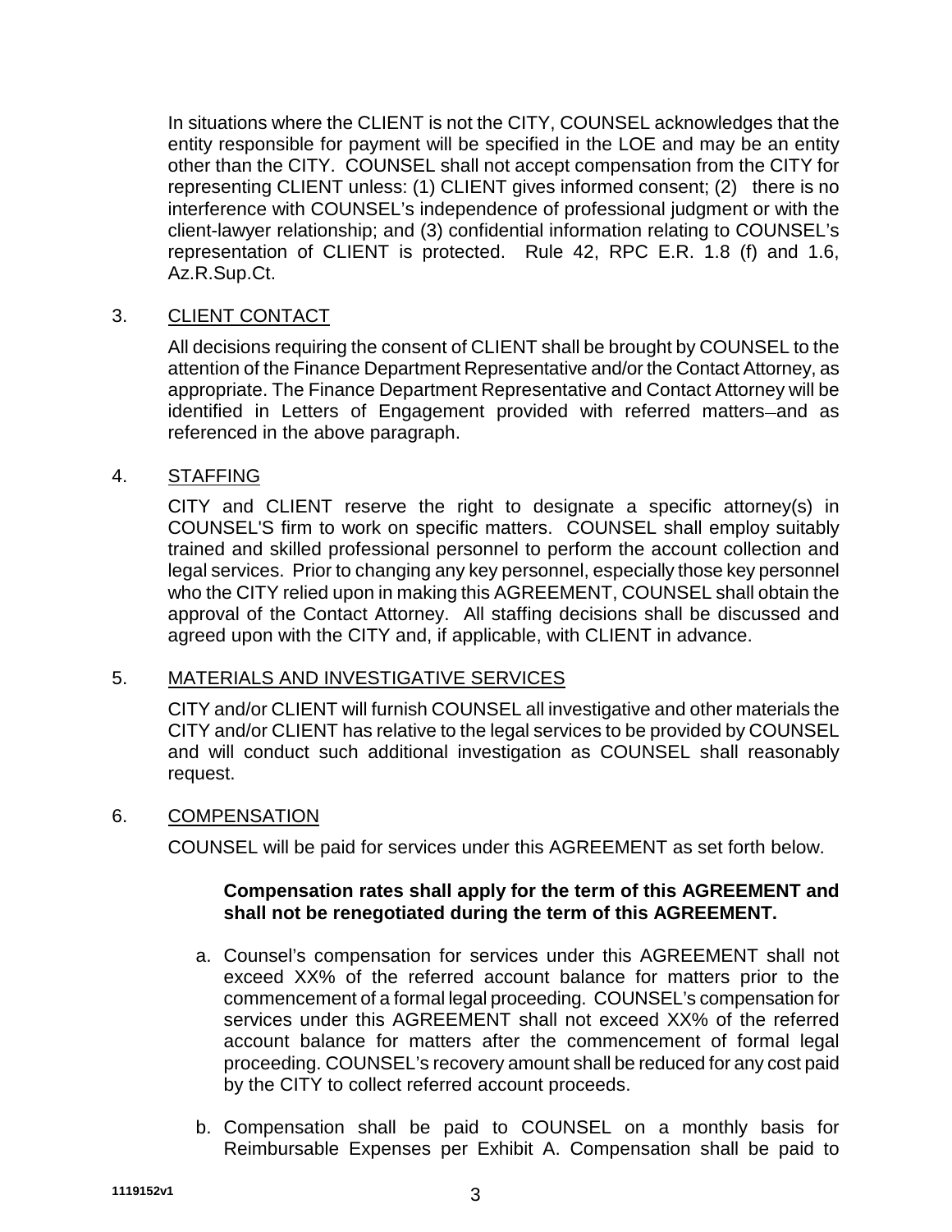In situations where the CLIENT is not the CITY, COUNSEL acknowledges that the entity responsible for payment will be specified in the LOE and may be an entity other than the CITY. COUNSEL shall not accept compensation from the CITY for representing CLIENT unless: (1) CLIENT gives informed consent; (2) there is no interference with COUNSEL's independence of professional judgment or with the client-lawyer relationship; and (3) confidential information relating to COUNSEL's representation of CLIENT is protected. Rule 42, RPC E.R. 1.8 (f) and 1.6, Az.R.Sup.Ct.

3. <u>CLIENT CONTACT</u>

All decisions requiring the consent of CLIENT shall be brought by COUNSEL to the attention of the Finance Department Representative and/or the Contact Attorney, as appropriate. The Finance Department Representative and Contact Attorney will be identified in Letters of Engagement provided with referred matters–and as referenced in the above paragraph.

4. <u>STAFFING</u>

CITY and CLIENT reserve the right to designate a specific attorney(s) in COUNSEL'S firm to work on specific matters. COUNSEL shall employ suitably trained and skilled professional personnel to perform the account collection and legal services. Prior to changing any key personnel, especially those key personnel who the CITY relied upon in making this AGREEMENT, COUNSEL shall obtain the approval of the Contact Attorney. All staffing decisions shall be discussed and agreed upon with the CITY and, if applicable, with CLIENT in advance.

5. <u>MATERIALS AND INVESTIGATIVE SERVICES</u>

CITY and/or CLIENT will furnish COUNSEL all investigative and other materials the CITY and/or CLIENT has relative to the legal services to be provided by COUNSEL and will conduct such additional investigation as COUNSEL shall reasonably request.

6. <u>COMPENSATION</u>

COUNSEL will be paid for services under this AGREEMENT as set forth below.

**Compensation rates shall apply for the term of this AGREEMENT and shall not be renegotiated during the term of this AGREEMENT.**

a. Counsel's compensation for services under this AGREEMENT shall not exceed XX% of the referred account balance for matters prior to the commencement of a formal legal proceeding. COUNSEL's compensation for services under this AGREEMENT shall not exceed XX% of the referred account balance for matters after the commencement of formal legal proceeding. COUNSEL's recovery amount shall be reduced for any cost paid by the CITY to collect referred account proceeds.

b. Compensation shall be paid to COUNSEL on a monthly basis for Reimbursable Expenses per Exhibit A. Compensation shall be paid to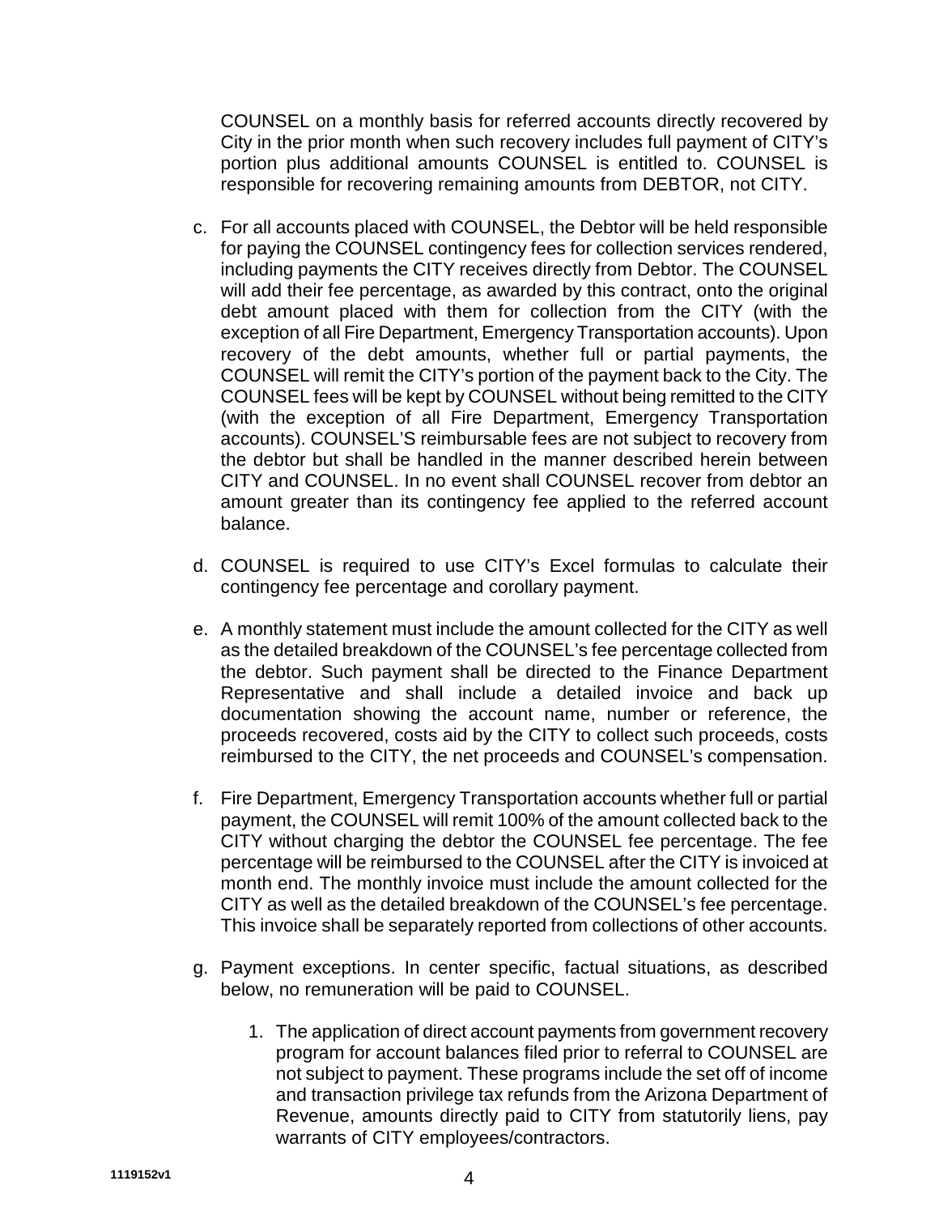COUNSEL on a monthly basis for referred accounts directly recovered by City in the prior month when such recovery includes full payment of CITY's portion plus additional amounts COUNSEL is entitled to. COUNSEL is responsible for recovering remaining amounts from DEBTOR, not CITY.

c. For all accounts placed with COUNSEL, the Debtor will be held responsible for paying the COUNSEL contingency fees for collection services rendered, including payments the CITY receives directly from Debtor. The COUNSEL will add their fee percentage, as awarded by this contract, onto the original debt amount placed with them for collection from the CITY (with the exception of all Fire Department, Emergency Transportation accounts). Upon recovery of the debt amounts, whether full or partial payments, the COUNSEL will remit the CITY's portion of the payment back to the City. The COUNSEL fees will be kept by COUNSEL without being remitted to the CITY (with the exception of all Fire Department, Emergency Transportation accounts). COUNSEL'S reimbursable fees are not subject to recovery from the debtor but shall be handled in the manner described herein between CITY and COUNSEL. In no event shall COUNSEL recover from debtor an amount greater than its contingency fee applied to the referred account balance.

d. COUNSEL is required to use CITY's Excel formulas to calculate their contingency fee percentage and corollary payment.

e. A monthly statement must include the amount collected for the CITY as well as the detailed breakdown of the COUNSEL's fee percentage collected from the debtor. Such payment shall be directed to the Finance Department Representative and shall include a detailed invoice and back up documentation showing the account name, number or reference, the proceeds recovered, costs aid by the CITY to collect such proceeds, costs reimbursed to the CITY, the net proceeds and COUNSEL's compensation.

f. Fire Department, Emergency Transportation accounts whether full or partial payment, the COUNSEL will remit 100% of the amount collected back to the CITY without charging the debtor the COUNSEL fee percentage. The fee percentage will be reimbursed to the COUNSEL after the CITY is invoiced at month end. The monthly invoice must include the amount collected for the CITY as well as the detailed breakdown of the COUNSEL's fee percentage. This invoice shall be separately reported from collections of other accounts.

g. Payment exceptions. In center specific, factual situations, as described below, no remuneration will be paid to COUNSEL.

    1. The application of direct account payments from government recovery program for account balances filed prior to referral to COUNSEL are not subject to payment. These programs include the set off of income and transaction privilege tax refunds from the Arizona Department of Revenue, amounts directly paid to CITY from statutorily liens, pay warrants of CITY employees/contractors.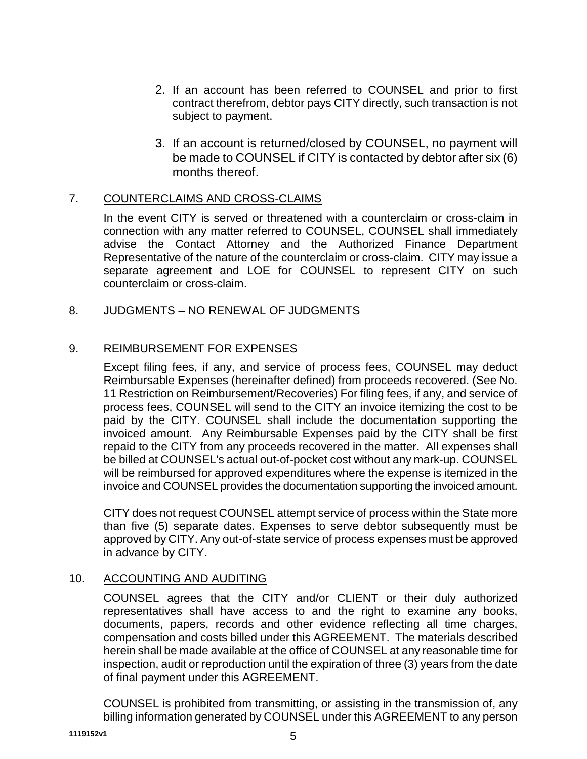2. If an account has been referred to COUNSEL and prior to first contract therefrom, debtor pays CITY directly, such transaction is not subject to payment.

3. If an account is returned/closed by COUNSEL, no payment will be made to COUNSEL if CITY is contacted by debtor after six (6) months thereof.

7. <u>COUNTERCLAIMS AND CROSS-CLAIMS</u>

In the event CITY is served or threatened with a counterclaim or cross-claim in connection with any matter referred to COUNSEL, COUNSEL shall immediately advise the Contact Attorney and the Authorized Finance Department Representative of the nature of the counterclaim or cross-claim. CITY may issue a separate agreement and LOE for COUNSEL to represent CITY on such counterclaim or cross-claim.

8. <u>JUDGMENTS – NO RENEWAL OF JUDGMENTS</u>

9. <u>REIMBURSEMENT FOR EXPENSES</u>

Except filing fees, if any, and service of process fees, COUNSEL may deduct Reimbursable Expenses (hereinafter defined) from proceeds recovered. (See No. 11 Restriction on Reimbursement/Recoveries) For filing fees, if any, and service of process fees, COUNSEL will send to the CITY an invoice itemizing the cost to be paid by the CITY. COUNSEL shall include the documentation supporting the invoiced amount. Any Reimbursable Expenses paid by the CITY shall be first repaid to the CITY from any proceeds recovered in the matter. All expenses shall be billed at COUNSEL's actual out-of-pocket cost without any mark-up. COUNSEL will be reimbursed for approved expenditures where the expense is itemized in the invoice and COUNSEL provides the documentation supporting the invoiced amount.

CITY does not request COUNSEL attempt service of process within the State more than five (5) separate dates. Expenses to serve debtor subsequently must be approved by CITY. Any out-of-state service of process expenses must be approved in advance by CITY.

10. <u>ACCOUNTING AND AUDITING</u>

COUNSEL agrees that the CITY and/or CLIENT or their duly authorized representatives shall have access to and the right to examine any books, documents, papers, records and other evidence reflecting all time charges, compensation and costs billed under this AGREEMENT. The materials described herein shall be made available at the office of COUNSEL at any reasonable time for inspection, audit or reproduction until the expiration of three (3) years from the date of final payment under this AGREEMENT.

COUNSEL is prohibited from transmitting, or assisting in the transmission of, any billing information generated by COUNSEL under this AGREEMENT to any person

1119152v1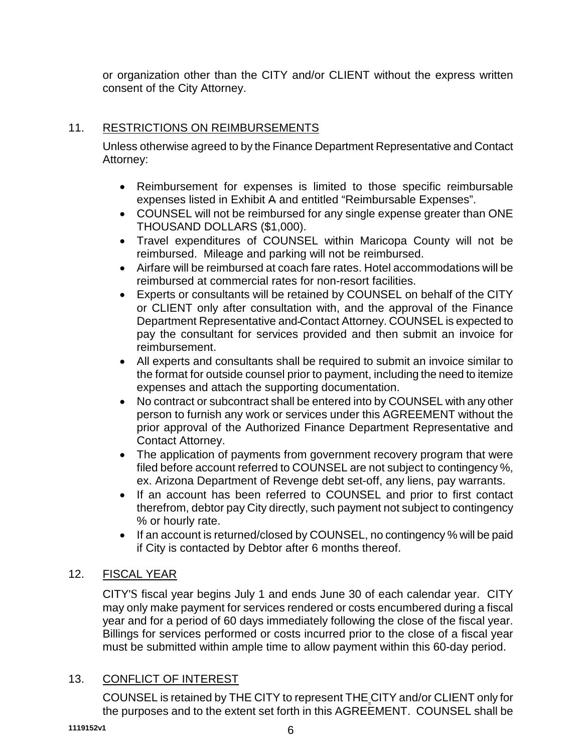or organization other than the CITY and/or CLIENT without the express written consent of the City Attorney.

## 11. RESTRICTIONS ON REIMBURSEMENTS

Unless otherwise agreed to by the Finance Department Representative and Contact Attorney:

- Reimbursement for expenses is limited to those specific reimbursable expenses listed in Exhibit A and entitled "Reimbursable Expenses".
- COUNSEL will not be reimbursed for any single expense greater than ONE THOUSAND DOLLARS ($1,000).
- Travel expenditures of COUNSEL within Maricopa County will not be reimbursed. Mileage and parking will not be reimbursed.
- Airfare will be reimbursed at coach fare rates. Hotel accommodations will be reimbursed at commercial rates for non-resort facilities.
- Experts or consultants will be retained by COUNSEL on behalf of the CITY or CLIENT only after consultation with, and the approval of the Finance Department Representative and Contact Attorney. COUNSEL is expected to pay the consultant for services provided and then submit an invoice for reimbursement.
- All experts and consultants shall be required to submit an invoice similar to the format for outside counsel prior to payment, including the need to itemize expenses and attach the supporting documentation.
- No contract or subcontract shall be entered into by COUNSEL with any other person to furnish any work or services under this AGREEMENT without the prior approval of the Authorized Finance Department Representative and Contact Attorney.
- The application of payments from government recovery program that were filed before account referred to COUNSEL are not subject to contingency %, ex. Arizona Department of Revenge debt set-off, any liens, pay warrants.
- If an account has been referred to COUNSEL and prior to first contact therefrom, debtor pay City directly, such payment not subject to contingency % or hourly rate.
- If an account is returned/closed by COUNSEL, no contingency % will be paid if City is contacted by Debtor after 6 months thereof.

## 12. FISCAL YEAR

CITY'S fiscal year begins July 1 and ends June 30 of each calendar year. CITY may only make payment for services rendered or costs encumbered during a fiscal year and for a period of 60 days immediately following the close of the fiscal year. Billings for services performed or costs incurred prior to the close of a fiscal year must be submitted within ample time to allow payment within this 60-day period.

## 13. CONFLICT OF INTEREST

COUNSEL is retained by THE CITY to represent THE CITY and/or CLIENT only for the purposes and to the extent set forth in this AGREEMENT. COUNSEL shall be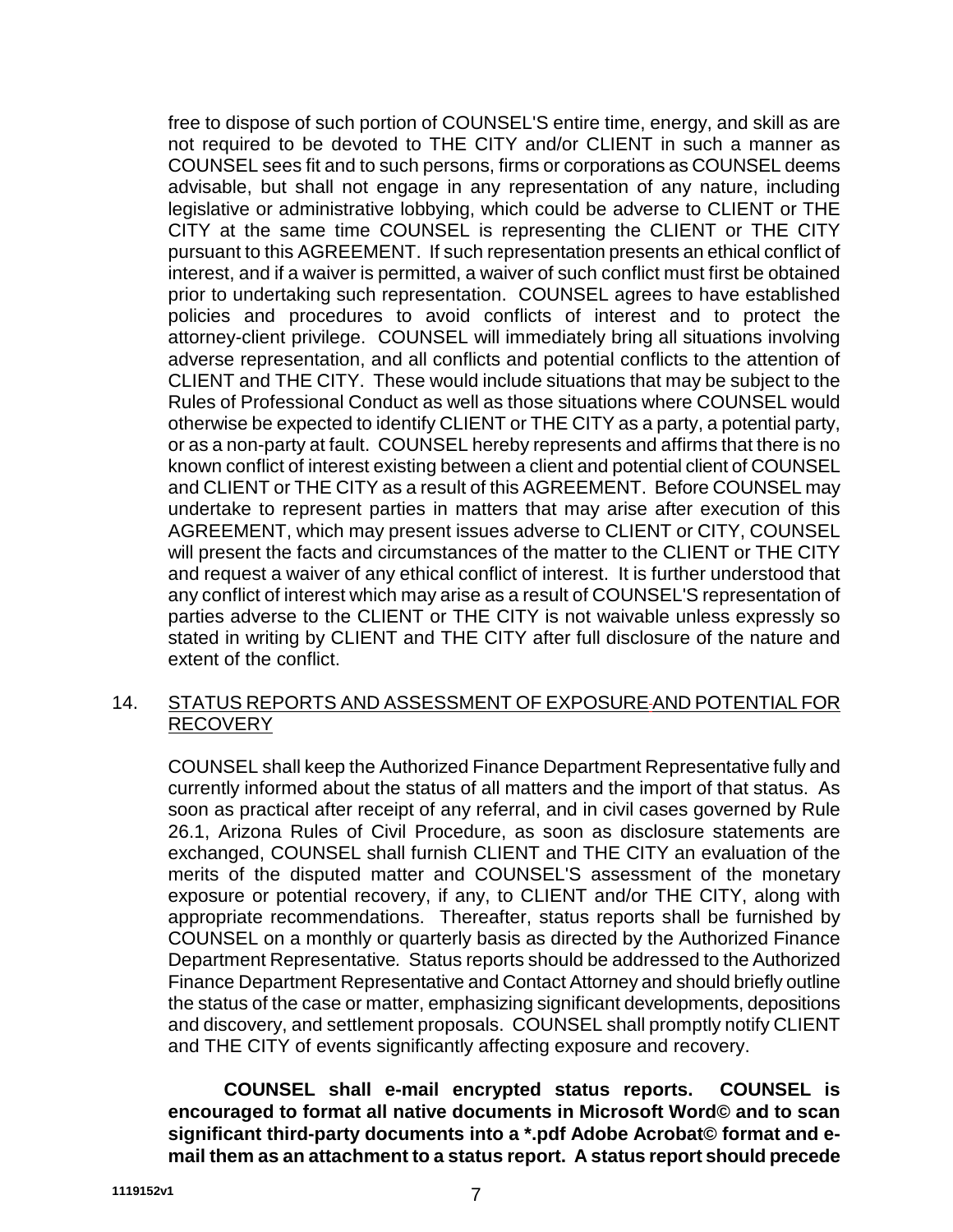free to dispose of such portion of COUNSEL'S entire time, energy, and skill as are not required to be devoted to THE CITY and/or CLIENT in such a manner as COUNSEL sees fit and to such persons, firms or corporations as COUNSEL deems advisable, but shall not engage in any representation of any nature, including legislative or administrative lobbying, which could be adverse to CLIENT or THE CITY at the same time COUNSEL is representing the CLIENT or THE CITY pursuant to this AGREEMENT. If such representation presents an ethical conflict of interest, and if a waiver is permitted, a waiver of such conflict must first be obtained prior to undertaking such representation. COUNSEL agrees to have established policies and procedures to avoid conflicts of interest and to protect the attorney-client privilege. COUNSEL will immediately bring all situations involving adverse representation, and all conflicts and potential conflicts to the attention of CLIENT and THE CITY. These would include situations that may be subject to the Rules of Professional Conduct as well as those situations where COUNSEL would otherwise be expected to identify CLIENT or THE CITY as a party, a potential party, or as a non-party at fault. COUNSEL hereby represents and affirms that there is no known conflict of interest existing between a client and potential client of COUNSEL and CLIENT or THE CITY as a result of this AGREEMENT. Before COUNSEL may undertake to represent parties in matters that may arise after execution of this AGREEMENT, which may present issues adverse to CLIENT or CITY, COUNSEL will present the facts and circumstances of the matter to the CLIENT or THE CITY and request a waiver of any ethical conflict of interest. It is further understood that any conflict of interest which may arise as a result of COUNSEL'S representation of parties adverse to the CLIENT or THE CITY is not waivable unless expressly so stated in writing by CLIENT and THE CITY after full disclosure of the nature and extent of the conflict.

14. STATUS REPORTS AND ASSESSMENT OF EXPOSURE AND POTENTIAL FOR RECOVERY

COUNSEL shall keep the Authorized Finance Department Representative fully and currently informed about the status of all matters and the import of that status. As soon as practical after receipt of any referral, and in civil cases governed by Rule 26.1, Arizona Rules of Civil Procedure, as soon as disclosure statements are exchanged, COUNSEL shall furnish CLIENT and THE CITY an evaluation of the merits of the disputed matter and COUNSEL'S assessment of the monetary exposure or potential recovery, if any, to CLIENT and/or THE CITY, along with appropriate recommendations. Thereafter, status reports shall be furnished by COUNSEL on a monthly or quarterly basis as directed by the Authorized Finance Department Representative. Status reports should be addressed to the Authorized Finance Department Representative and Contact Attorney and should briefly outline the status of the case or matter, emphasizing significant developments, depositions and discovery, and settlement proposals. COUNSEL shall promptly notify CLIENT and THE CITY of events significantly affecting exposure and recovery.

**COUNSEL shall e-mail encrypted status reports. COUNSEL is encouraged to format all native documents in Microsoft Word© and to scan significant third-party documents into a *.pdf Adobe Acrobat© format and e-mail them as an attachment to a status report. A status report should precede**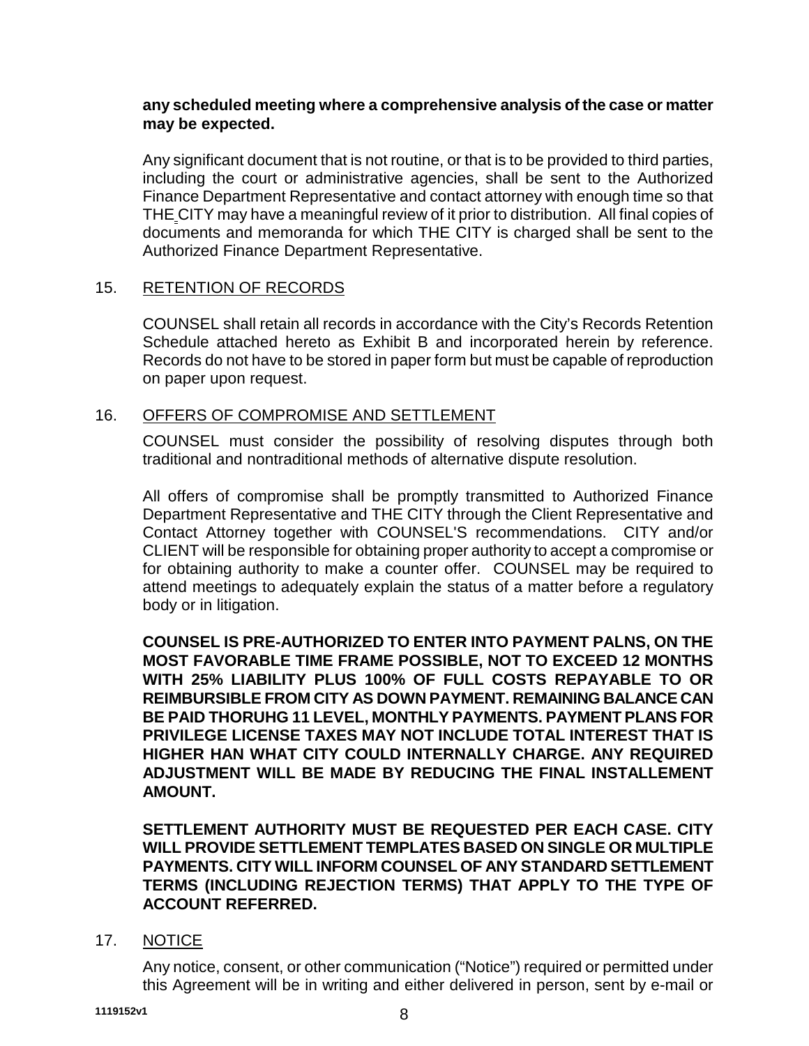**any scheduled meeting where a comprehensive analysis of the case or matter may be expected.**

Any significant document that is not routine, or that is to be provided to third parties, including the court or administrative agencies, shall be sent to the Authorized Finance Department Representative and contact attorney with enough time so that THE CITY may have a meaningful review of it prior to distribution. All final copies of documents and memoranda for which THE CITY is charged shall be sent to the Authorized Finance Department Representative.

15. RETENTION OF RECORDS

COUNSEL shall retain all records in accordance with the City's Records Retention Schedule attached hereto as Exhibit B and incorporated herein by reference. Records do not have to be stored in paper form but must be capable of reproduction on paper upon request.

16. OFFERS OF COMPROMISE AND SETTLEMENT

COUNSEL must consider the possibility of resolving disputes through both traditional and nontraditional methods of alternative dispute resolution.

All offers of compromise shall be promptly transmitted to Authorized Finance Department Representative and THE CITY through the Client Representative and Contact Attorney together with COUNSEL'S recommendations. CITY and/or CLIENT will be responsible for obtaining proper authority to accept a compromise or for obtaining authority to make a counter offer. COUNSEL may be required to attend meetings to adequately explain the status of a matter before a regulatory body or in litigation.

**COUNSEL IS PRE-AUTHORIZED TO ENTER INTO PAYMENT PALNS, ON THE MOST FAVORABLE TIME FRAME POSSIBLE, NOT TO EXCEED 12 MONTHS WITH 25% LIABILITY PLUS 100% OF FULL COSTS REPAYABLE TO OR REIMBURSIBLE FROM CITY AS DOWN PAYMENT. REMAINING BALANCE CAN BE PAID THORUHG 11 LEVEL, MONTHLY PAYMENTS. PAYMENT PLANS FOR PRIVILEGE LICENSE TAXES MAY NOT INCLUDE TOTAL INTEREST THAT IS HIGHER HAN WHAT CITY COULD INTERNALLY CHARGE. ANY REQUIRED ADJUSTMENT WILL BE MADE BY REDUCING THE FINAL INSTALLEMENT AMOUNT.**

**SETTLEMENT AUTHORITY MUST BE REQUESTED PER EACH CASE. CITY WILL PROVIDE SETTLEMENT TEMPLATES BASED ON SINGLE OR MULTIPLE PAYMENTS. CITY WILL INFORM COUNSEL OF ANY STANDARD SETTLEMENT TERMS (INCLUDING REJECTION TERMS) THAT APPLY TO THE TYPE OF ACCOUNT REFERRED.**

17. NOTICE

Any notice, consent, or other communication ("Notice") required or permitted under this Agreement will be in writing and either delivered in person, sent by e-mail or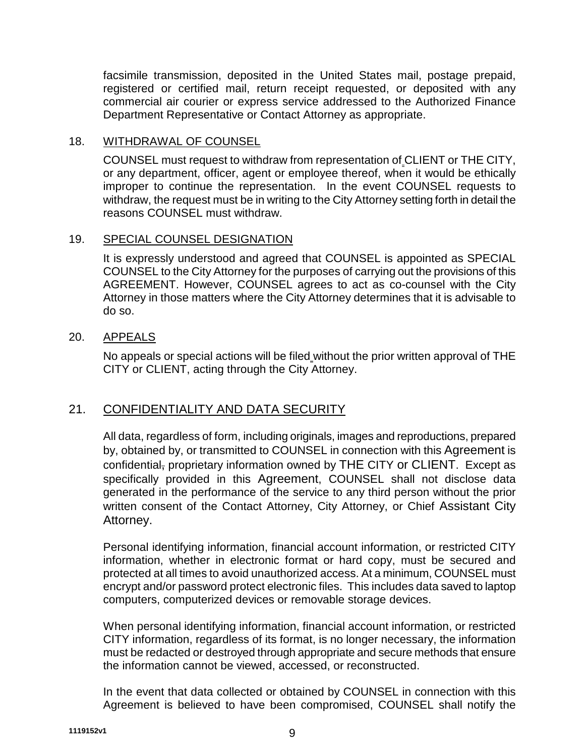facsimile transmission, deposited in the United States mail, postage prepaid, registered or certified mail, return receipt requested, or deposited with any commercial air courier or express service addressed to the Authorized Finance Department Representative or Contact Attorney as appropriate.

18. WITHDRAWAL OF COUNSEL

COUNSEL must request to withdraw from representation of CLIENT or THE CITY, or any department, officer, agent or employee thereof, when it would be ethically improper to continue the representation. In the event COUNSEL requests to withdraw, the request must be in writing to the City Attorney setting forth in detail the reasons COUNSEL must withdraw.

19. SPECIAL COUNSEL DESIGNATION

It is expressly understood and agreed that COUNSEL is appointed as SPECIAL COUNSEL to the City Attorney for the purposes of carrying out the provisions of this AGREEMENT. However, COUNSEL agrees to act as co-counsel with the City Attorney in those matters where the City Attorney determines that it is advisable to do so.

20. APPEALS

No appeals or special actions will be filed without the prior written approval of THE CITY or CLIENT, acting through the City Attorney.

21. CONFIDENTIALITY AND DATA SECURITY

All data, regardless of form, including originals, images and reproductions, prepared by, obtained by, or transmitted to COUNSEL in connection with this Agreement is confidential, proprietary information owned by THE CITY or CLIENT. Except as specifically provided in this Agreement, COUNSEL shall not disclose data generated in the performance of the service to any third person without the prior written consent of the Contact Attorney, City Attorney, or Chief Assistant City Attorney.

Personal identifying information, financial account information, or restricted CITY information, whether in electronic format or hard copy, must be secured and protected at all times to avoid unauthorized access. At a minimum, COUNSEL must encrypt and/or password protect electronic files. This includes data saved to laptop computers, computerized devices or removable storage devices.

When personal identifying information, financial account information, or restricted CITY information, regardless of its format, is no longer necessary, the information must be redacted or destroyed through appropriate and secure methods that ensure the information cannot be viewed, accessed, or reconstructed.

In the event that data collected or obtained by COUNSEL in connection with this Agreement is believed to have been compromised, COUNSEL shall notify the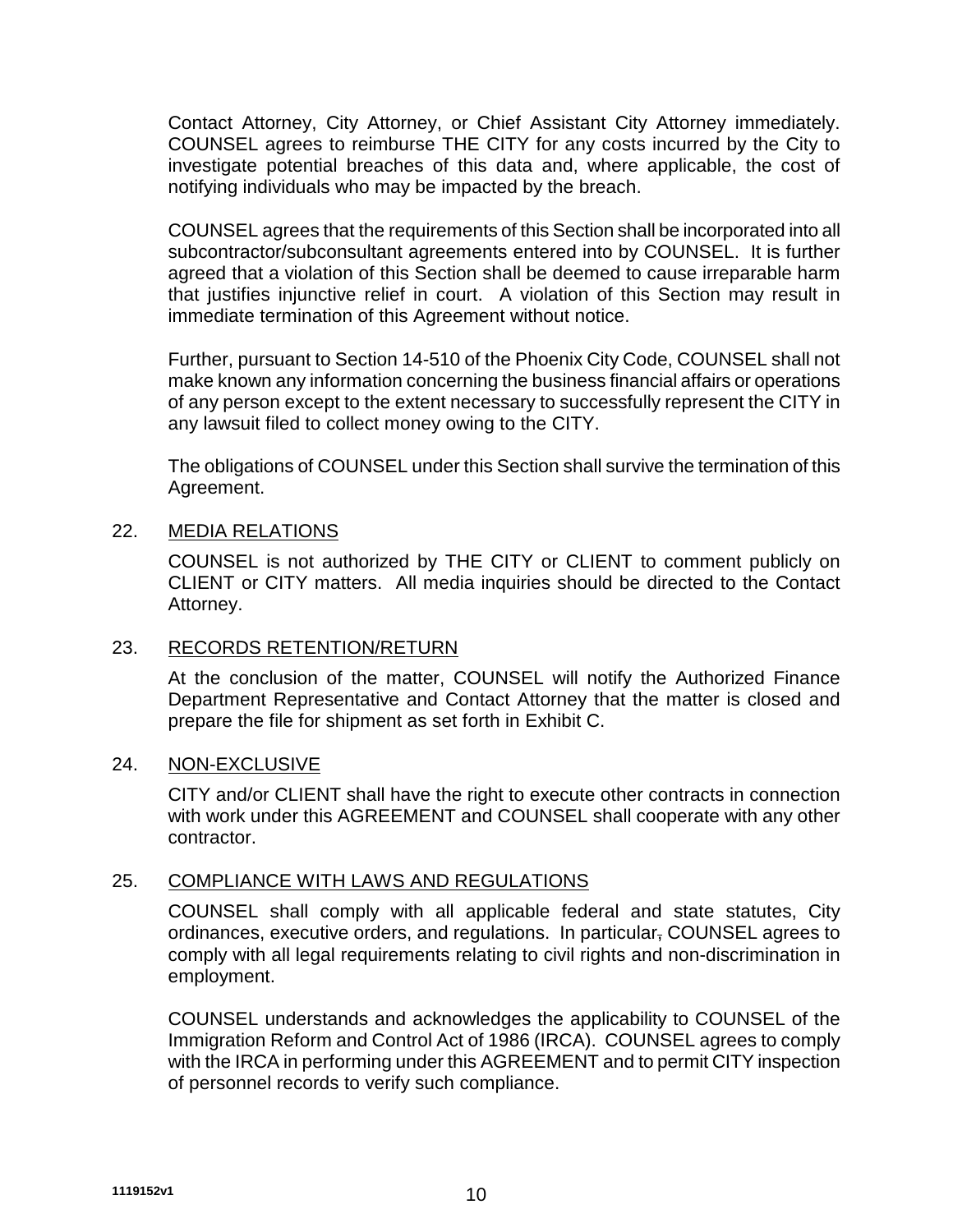Contact Attorney, City Attorney, or Chief Assistant City Attorney immediately. COUNSEL agrees to reimburse THE CITY for any costs incurred by the City to investigate potential breaches of this data and, where applicable, the cost of notifying individuals who may be impacted by the breach.

COUNSEL agrees that the requirements of this Section shall be incorporated into all subcontractor/subconsultant agreements entered into by COUNSEL. It is further agreed that a violation of this Section shall be deemed to cause irreparable harm that justifies injunctive relief in court. A violation of this Section may result in immediate termination of this Agreement without notice.

Further, pursuant to Section 14-510 of the Phoenix City Code, COUNSEL shall not make known any information concerning the business financial affairs or operations of any person except to the extent necessary to successfully represent the CITY in any lawsuit filed to collect money owing to the CITY.

The obligations of COUNSEL under this Section shall survive the termination of this Agreement.

22. MEDIA RELATIONS

COUNSEL is not authorized by THE CITY or CLIENT to comment publicly on CLIENT or CITY matters. All media inquiries should be directed to the Contact Attorney.

23. RECORDS RETENTION/RETURN

At the conclusion of the matter, COUNSEL will notify the Authorized Finance Department Representative and Contact Attorney that the matter is closed and prepare the file for shipment as set forth in Exhibit C.

24. NON-EXCLUSIVE

CITY and/or CLIENT shall have the right to execute other contracts in connection with work under this AGREEMENT and COUNSEL shall cooperate with any other contractor.

25. COMPLIANCE WITH LAWS AND REGULATIONS

COUNSEL shall comply with all applicable federal and state statutes, City ordinances, executive orders, and regulations. In particular, COUNSEL agrees to comply with all legal requirements relating to civil rights and non-discrimination in employment.

COUNSEL understands and acknowledges the applicability to COUNSEL of the Immigration Reform and Control Act of 1986 (IRCA). COUNSEL agrees to comply with the IRCA in performing under this AGREEMENT and to permit CITY inspection of personnel records to verify such compliance.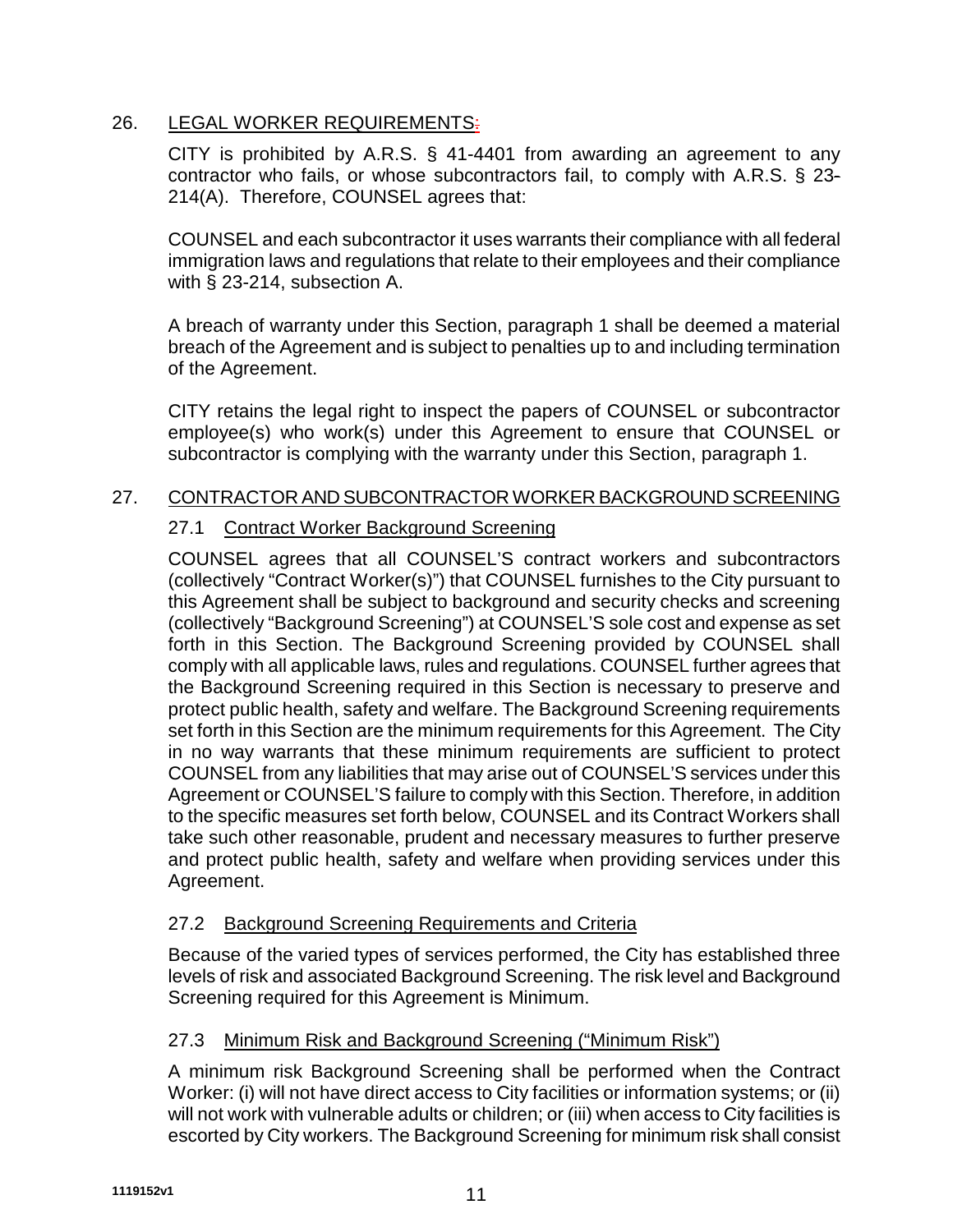## 26. LEGAL WORKER REQUIREMENTS:

CITY is prohibited by A.R.S. § 41-4401 from awarding an agreement to any contractor who fails, or whose subcontractors fail, to comply with A.R.S. § 23-214(A). Therefore, COUNSEL agrees that:

COUNSEL and each subcontractor it uses warrants their compliance with all federal immigration laws and regulations that relate to their employees and their compliance with § 23-214, subsection A.

A breach of warranty under this Section, paragraph 1 shall be deemed a material breach of the Agreement and is subject to penalties up to and including termination of the Agreement.

CITY retains the legal right to inspect the papers of COUNSEL or subcontractor employee(s) who work(s) under this Agreement to ensure that COUNSEL or subcontractor is complying with the warranty under this Section, paragraph 1.

## 27. CONTRACTOR AND SUBCONTRACTOR WORKER BACKGROUND SCREENING

### 27.1 Contract Worker Background Screening

COUNSEL agrees that all COUNSEL'S contract workers and subcontractors (collectively "Contract Worker(s)") that COUNSEL furnishes to the City pursuant to this Agreement shall be subject to background and security checks and screening (collectively "Background Screening") at COUNSEL'S sole cost and expense as set forth in this Section. The Background Screening provided by COUNSEL shall comply with all applicable laws, rules and regulations. COUNSEL further agrees that the Background Screening required in this Section is necessary to preserve and protect public health, safety and welfare. The Background Screening requirements set forth in this Section are the minimum requirements for this Agreement. The City in no way warrants that these minimum requirements are sufficient to protect COUNSEL from any liabilities that may arise out of COUNSEL'S services under this Agreement or COUNSEL'S failure to comply with this Section. Therefore, in addition to the specific measures set forth below, COUNSEL and its Contract Workers shall take such other reasonable, prudent and necessary measures to further preserve and protect public health, safety and welfare when providing services under this Agreement.

### 27.2 Background Screening Requirements and Criteria

Because of the varied types of services performed, the City has established three levels of risk and associated Background Screening. The risk level and Background Screening required for this Agreement is Minimum.

### 27.3 Minimum Risk and Background Screening ("Minimum Risk")

A minimum risk Background Screening shall be performed when the Contract Worker: (i) will not have direct access to City facilities or information systems; or (ii) will not work with vulnerable adults or children; or (iii) when access to City facilities is escorted by City workers. The Background Screening for minimum risk shall consist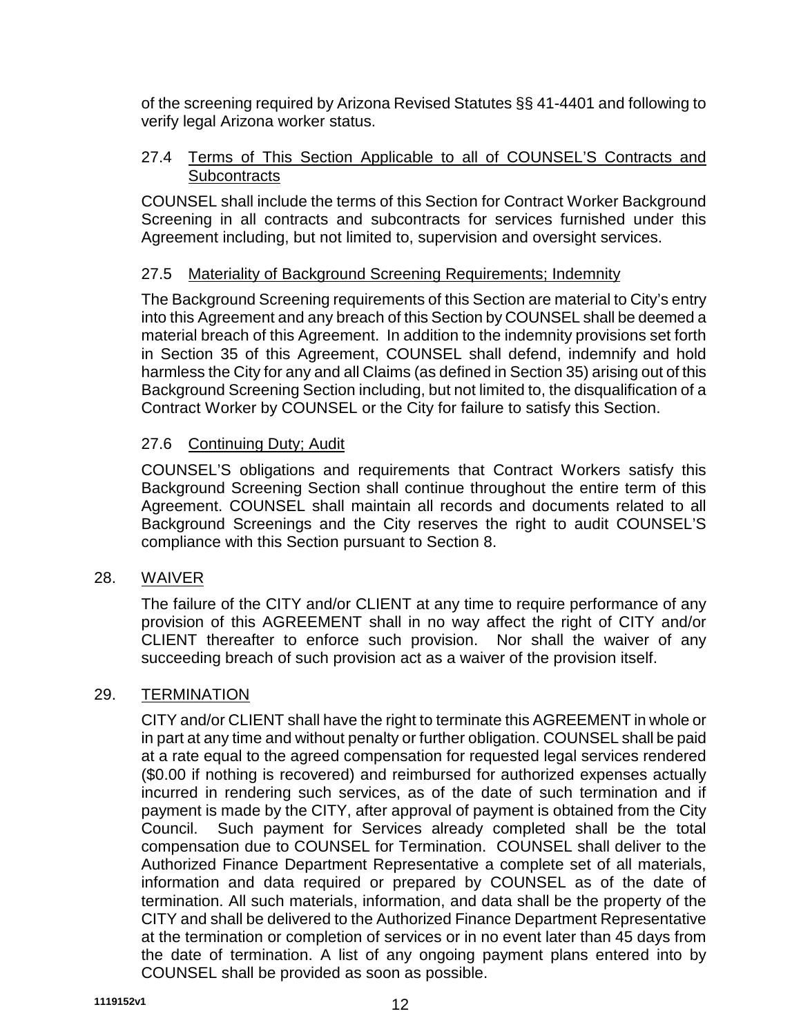of the screening required by Arizona Revised Statutes §§ 41-4401 and following to verify legal Arizona worker status.

### 27.4 Terms of This Section Applicable to all of COUNSEL'S Contracts and Subcontracts

COUNSEL shall include the terms of this Section for Contract Worker Background Screening in all contracts and subcontracts for services furnished under this Agreement including, but not limited to, supervision and oversight services.

### 27.5 Materiality of Background Screening Requirements; Indemnity

The Background Screening requirements of this Section are material to City's entry into this Agreement and any breach of this Section by COUNSEL shall be deemed a material breach of this Agreement. In addition to the indemnity provisions set forth in Section 35 of this Agreement, COUNSEL shall defend, indemnify and hold harmless the City for any and all Claims (as defined in Section 35) arising out of this Background Screening Section including, but not limited to, the disqualification of a Contract Worker by COUNSEL or the City for failure to satisfy this Section.

### 27.6 Continuing Duty; Audit

COUNSEL'S obligations and requirements that Contract Workers satisfy this Background Screening Section shall continue throughout the entire term of this Agreement. COUNSEL shall maintain all records and documents related to all Background Screenings and the City reserves the right to audit COUNSEL'S compliance with this Section pursuant to Section 8.

## 28. WAIVER

The failure of the CITY and/or CLIENT at any time to require performance of any provision of this AGREEMENT shall in no way affect the right of CITY and/or CLIENT thereafter to enforce such provision. Nor shall the waiver of any succeeding breach of such provision act as a waiver of the provision itself.

## 29. TERMINATION

CITY and/or CLIENT shall have the right to terminate this AGREEMENT in whole or in part at any time and without penalty or further obligation. COUNSEL shall be paid at a rate equal to the agreed compensation for requested legal services rendered ($0.00 if nothing is recovered) and reimbursed for authorized expenses actually incurred in rendering such services, as of the date of such termination and if payment is made by the CITY, after approval of payment is obtained from the City Council. Such payment for Services already completed shall be the total compensation due to COUNSEL for Termination. COUNSEL shall deliver to the Authorized Finance Department Representative a complete set of all materials, information and data required or prepared by COUNSEL as of the date of termination. All such materials, information, and data shall be the property of the CITY and shall be delivered to the Authorized Finance Department Representative at the termination or completion of services or in no event later than 45 days from the date of termination. A list of any ongoing payment plans entered into by COUNSEL shall be provided as soon as possible.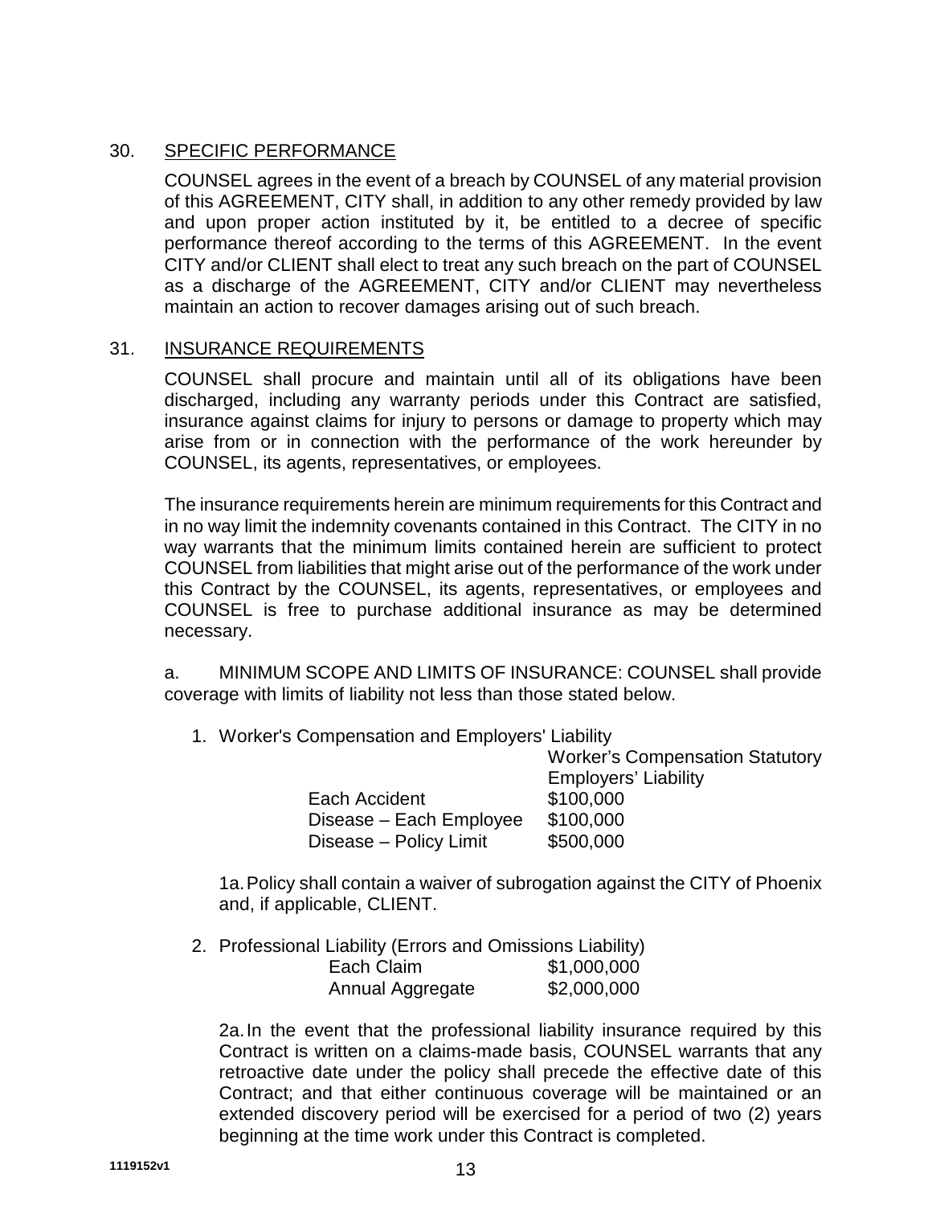30. <u>SPECIFIC PERFORMANCE</u>

COUNSEL agrees in the event of a breach by COUNSEL of any material provision of this AGREEMENT, CITY shall, in addition to any other remedy provided by law and upon proper action instituted by it, be entitled to a decree of specific performance thereof according to the terms of this AGREEMENT. In the event CITY and/or CLIENT shall elect to treat any such breach on the part of COUNSEL as a discharge of the AGREEMENT, CITY and/or CLIENT may nevertheless maintain an action to recover damages arising out of such breach.

31. <u>INSURANCE REQUIREMENTS</u>

COUNSEL shall procure and maintain until all of its obligations have been discharged, including any warranty periods under this Contract are satisfied, insurance against claims for injury to persons or damage to property which may arise from or in connection with the performance of the work hereunder by COUNSEL, its agents, representatives, or employees.

The insurance requirements herein are minimum requirements for this Contract and in no way limit the indemnity covenants contained in this Contract. The CITY in no way warrants that the minimum limits contained herein are sufficient to protect COUNSEL from liabilities that might arise out of the performance of the work under this Contract by the COUNSEL, its agents, representatives, or employees and COUNSEL is free to purchase additional insurance as may be determined necessary.

a. MINIMUM SCOPE AND LIMITS OF INSURANCE: COUNSEL shall provide coverage with limits of liability not less than those stated below.

1. Worker's Compensation and Employers' Liability

| | |
|---|---|
| | Worker's Compensation Statutory |
| | Employers' Liability |
| Each Accident | $100,000 |
| Disease – Each Employee | $100,000 |
| Disease – Policy Limit | $500,000 |

1a. Policy shall contain a waiver of subrogation against the CITY of Phoenix and, if applicable, CLIENT.

2. Professional Liability (Errors and Omissions Liability)

| | |
|---|---|
| Each Claim | $1,000,000 |
| Annual Aggregate | $2,000,000 |

2a. In the event that the professional liability insurance required by this Contract is written on a claims-made basis, COUNSEL warrants that any retroactive date under the policy shall precede the effective date of this Contract; and that either continuous coverage will be maintained or an extended discovery period will be exercised for a period of two (2) years beginning at the time work under this Contract is completed.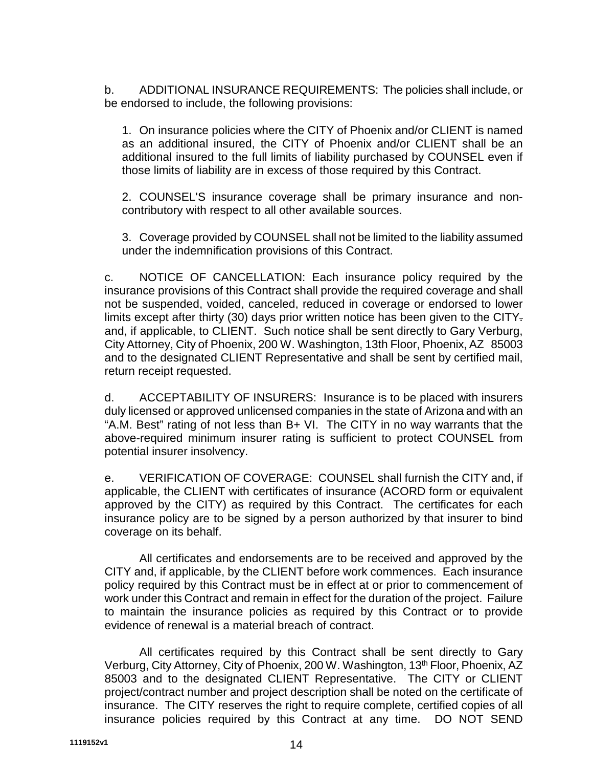b. ADDITIONAL INSURANCE REQUIREMENTS: The policies shall include, or be endorsed to include, the following provisions:

1. On insurance policies where the CITY of Phoenix and/or CLIENT is named as an additional insured, the CITY of Phoenix and/or CLIENT shall be an additional insured to the full limits of liability purchased by COUNSEL even if those limits of liability are in excess of those required by this Contract.

2. COUNSEL'S insurance coverage shall be primary insurance and non-contributory with respect to all other available sources.

3. Coverage provided by COUNSEL shall not be limited to the liability assumed under the indemnification provisions of this Contract.

c. NOTICE OF CANCELLATION: Each insurance policy required by the insurance provisions of this Contract shall provide the required coverage and shall not be suspended, voided, canceled, reduced in coverage or endorsed to lower limits except after thirty (30) days prior written notice has been given to the CITY. and, if applicable, to CLIENT. Such notice shall be sent directly to Gary Verburg, City Attorney, City of Phoenix, 200 W. Washington, 13th Floor, Phoenix, AZ 85003 and to the designated CLIENT Representative and shall be sent by certified mail, return receipt requested.

d. ACCEPTABILITY OF INSURERS: Insurance is to be placed with insurers duly licensed or approved unlicensed companies in the state of Arizona and with an "A.M. Best" rating of not less than B+ VI. The CITY in no way warrants that the above-required minimum insurer rating is sufficient to protect COUNSEL from potential insurer insolvency.

e. VERIFICATION OF COVERAGE: COUNSEL shall furnish the CITY and, if applicable, the CLIENT with certificates of insurance (ACORD form or equivalent approved by the CITY) as required by this Contract. The certificates for each insurance policy are to be signed by a person authorized by that insurer to bind coverage on its behalf.

All certificates and endorsements are to be received and approved by the CITY and, if applicable, by the CLIENT before work commences. Each insurance policy required by this Contract must be in effect at or prior to commencement of work under this Contract and remain in effect for the duration of the project. Failure to maintain the insurance policies as required by this Contract or to provide evidence of renewal is a material breach of contract.

All certificates required by this Contract shall be sent directly to Gary Verburg, City Attorney, City of Phoenix, 200 W. Washington, 13th Floor, Phoenix, AZ 85003 and to the designated CLIENT Representative. The CITY or CLIENT project/contract number and project description shall be noted on the certificate of insurance. The CITY reserves the right to require complete, certified copies of all insurance policies required by this Contract at any time. DO NOT SEND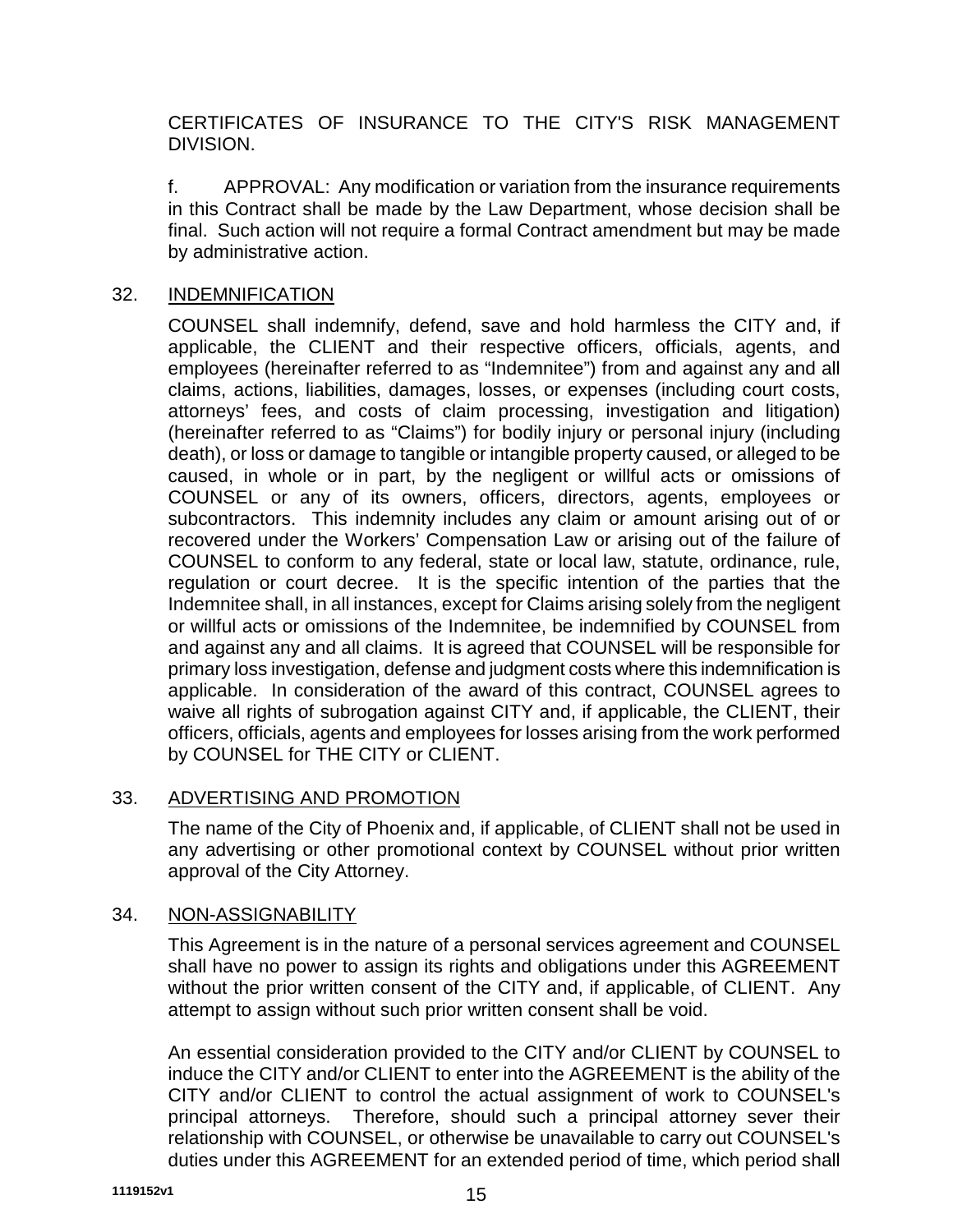CERTIFICATES OF INSURANCE TO THE CITY'S RISK MANAGEMENT DIVISION.

f. APPROVAL: Any modification or variation from the insurance requirements in this Contract shall be made by the Law Department, whose decision shall be final. Such action will not require a formal Contract amendment but may be made by administrative action.

32. <u>INDEMNIFICATION</u>

COUNSEL shall indemnify, defend, save and hold harmless the CITY and, if applicable, the CLIENT and their respective officers, officials, agents, and employees (hereinafter referred to as "Indemnitee") from and against any and all claims, actions, liabilities, damages, losses, or expenses (including court costs, attorneys' fees, and costs of claim processing, investigation and litigation) (hereinafter referred to as "Claims") for bodily injury or personal injury (including death), or loss or damage to tangible or intangible property caused, or alleged to be caused, in whole or in part, by the negligent or willful acts or omissions of COUNSEL or any of its owners, officers, directors, agents, employees or subcontractors. This indemnity includes any claim or amount arising out of or recovered under the Workers' Compensation Law or arising out of the failure of COUNSEL to conform to any federal, state or local law, statute, ordinance, rule, regulation or court decree. It is the specific intention of the parties that the Indemnitee shall, in all instances, except for Claims arising solely from the negligent or willful acts or omissions of the Indemnitee, be indemnified by COUNSEL from and against any and all claims. It is agreed that COUNSEL will be responsible for primary loss investigation, defense and judgment costs where this indemnification is applicable. In consideration of the award of this contract, COUNSEL agrees to waive all rights of subrogation against CITY and, if applicable, the CLIENT, their officers, officials, agents and employees for losses arising from the work performed by COUNSEL for THE CITY or CLIENT.

33. <u>ADVERTISING AND PROMOTION</u>

The name of the City of Phoenix and, if applicable, of CLIENT shall not be used in any advertising or other promotional context by COUNSEL without prior written approval of the City Attorney.

34. <u>NON-ASSIGNABILITY</u>

This Agreement is in the nature of a personal services agreement and COUNSEL shall have no power to assign its rights and obligations under this AGREEMENT without the prior written consent of the CITY and, if applicable, of CLIENT. Any attempt to assign without such prior written consent shall be void.

An essential consideration provided to the CITY and/or CLIENT by COUNSEL to induce the CITY and/or CLIENT to enter into the AGREEMENT is the ability of the CITY and/or CLIENT to control the actual assignment of work to COUNSEL's principal attorneys. Therefore, should such a principal attorney sever their relationship with COUNSEL, or otherwise be unavailable to carry out COUNSEL's duties under this AGREEMENT for an extended period of time, which period shall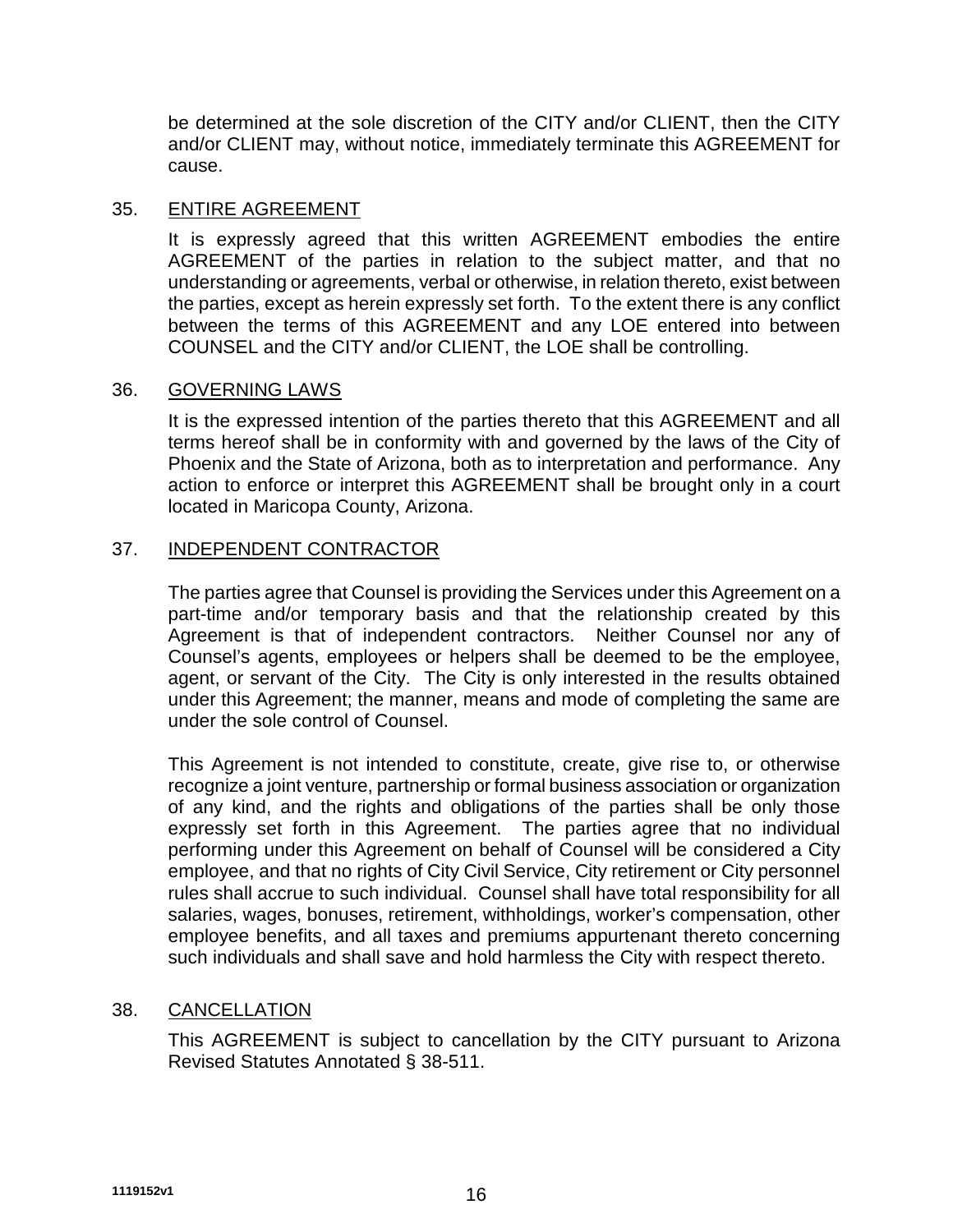be determined at the sole discretion of the CITY and/or CLIENT, then the CITY and/or CLIENT may, without notice, immediately terminate this AGREEMENT for cause.

35. ENTIRE AGREEMENT

It is expressly agreed that this written AGREEMENT embodies the entire AGREEMENT of the parties in relation to the subject matter, and that no understanding or agreements, verbal or otherwise, in relation thereto, exist between the parties, except as herein expressly set forth. To the extent there is any conflict between the terms of this AGREEMENT and any LOE entered into between COUNSEL and the CITY and/or CLIENT, the LOE shall be controlling.

36. GOVERNING LAWS

It is the expressed intention of the parties thereto that this AGREEMENT and all terms hereof shall be in conformity with and governed by the laws of the City of Phoenix and the State of Arizona, both as to interpretation and performance. Any action to enforce or interpret this AGREEMENT shall be brought only in a court located in Maricopa County, Arizona.

37. INDEPENDENT CONTRACTOR

The parties agree that Counsel is providing the Services under this Agreement on a part-time and/or temporary basis and that the relationship created by this Agreement is that of independent contractors. Neither Counsel nor any of Counsel's agents, employees or helpers shall be deemed to be the employee, agent, or servant of the City. The City is only interested in the results obtained under this Agreement; the manner, means and mode of completing the same are under the sole control of Counsel.

This Agreement is not intended to constitute, create, give rise to, or otherwise recognize a joint venture, partnership or formal business association or organization of any kind, and the rights and obligations of the parties shall be only those expressly set forth in this Agreement. The parties agree that no individual performing under this Agreement on behalf of Counsel will be considered a City employee, and that no rights of City Civil Service, City retirement or City personnel rules shall accrue to such individual. Counsel shall have total responsibility for all salaries, wages, bonuses, retirement, withholdings, worker's compensation, other employee benefits, and all taxes and premiums appurtenant thereto concerning such individuals and shall save and hold harmless the City with respect thereto.

38. CANCELLATION

This AGREEMENT is subject to cancellation by the CITY pursuant to Arizona Revised Statutes Annotated § 38-511.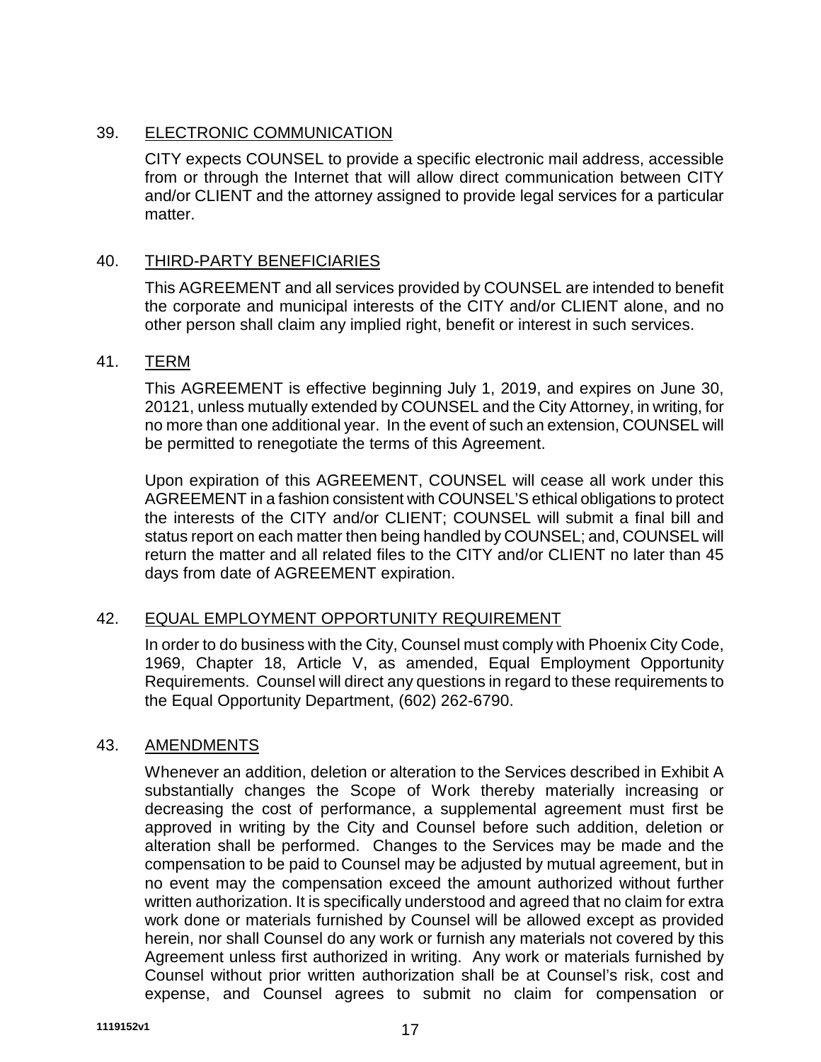## 39. ELECTRONIC COMMUNICATION

CITY expects COUNSEL to provide a specific electronic mail address, accessible from or through the Internet that will allow direct communication between CITY and/or CLIENT and the attorney assigned to provide legal services for a particular matter.

## 40. THIRD-PARTY BENEFICIARIES

This AGREEMENT and all services provided by COUNSEL are intended to benefit the corporate and municipal interests of the CITY and/or CLIENT alone, and no other person shall claim any implied right, benefit or interest in such services.

## 41. TERM

This AGREEMENT is effective beginning July 1, 2019, and expires on June 30, 20121, unless mutually extended by COUNSEL and the City Attorney, in writing, for no more than one additional year. In the event of such an extension, COUNSEL will be permitted to renegotiate the terms of this Agreement.

Upon expiration of this AGREEMENT, COUNSEL will cease all work under this AGREEMENT in a fashion consistent with COUNSEL'S ethical obligations to protect the interests of the CITY and/or CLIENT; COUNSEL will submit a final bill and status report on each matter then being handled by COUNSEL; and, COUNSEL will return the matter and all related files to the CITY and/or CLIENT no later than 45 days from date of AGREEMENT expiration.

## 42. EQUAL EMPLOYMENT OPPORTUNITY REQUIREMENT

In order to do business with the City, Counsel must comply with Phoenix City Code, 1969, Chapter 18, Article V, as amended, Equal Employment Opportunity Requirements. Counsel will direct any questions in regard to these requirements to the Equal Opportunity Department, (602) 262-6790.

## 43. AMENDMENTS

Whenever an addition, deletion or alteration to the Services described in Exhibit A substantially changes the Scope of Work thereby materially increasing or decreasing the cost of performance, a supplemental agreement must first be approved in writing by the City and Counsel before such addition, deletion or alteration shall be performed. Changes to the Services may be made and the compensation to be paid to Counsel may be adjusted by mutual agreement, but in no event may the compensation exceed the amount authorized without further written authorization. It is specifically understood and agreed that no claim for extra work done or materials furnished by Counsel will be allowed except as provided herein, nor shall Counsel do any work or furnish any materials not covered by this Agreement unless first authorized in writing. Any work or materials furnished by Counsel without prior written authorization shall be at Counsel's risk, cost and expense, and Counsel agrees to submit no claim for compensation or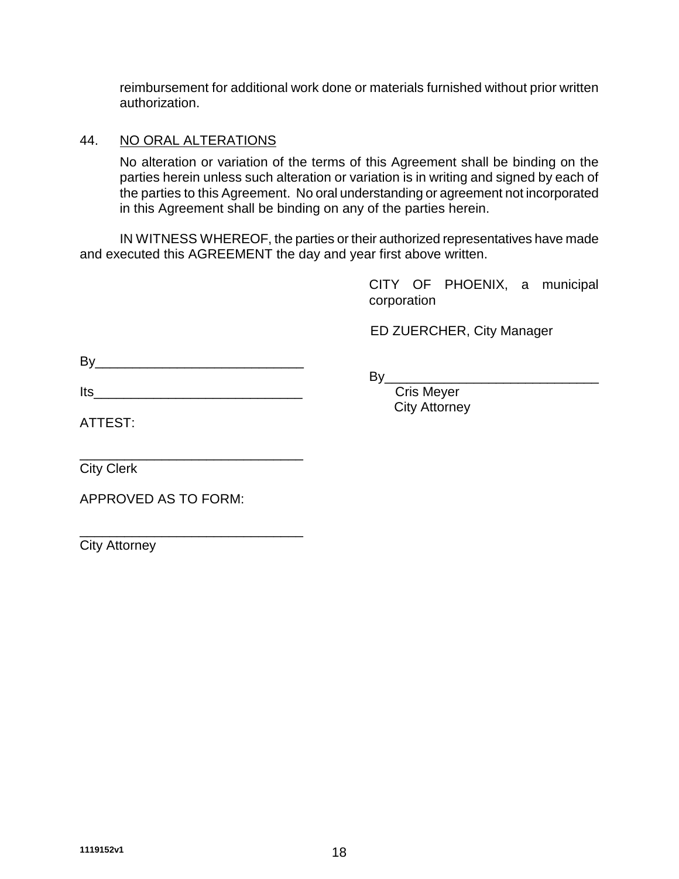reimbursement for additional work done or materials furnished without prior written authorization.

44. NO ORAL ALTERATIONS

No alteration or variation of the terms of this Agreement shall be binding on the parties herein unless such alteration or variation is in writing and signed by each of the parties to this Agreement. No oral understanding or agreement not incorporated in this Agreement shall be binding on any of the parties herein.

IN WITNESS WHEREOF, the parties or their authorized representatives have made and executed this AGREEMENT the day and year first above written.

CITY OF PHOENIX, a municipal corporation

ED ZUERCHER, City Manager

By____________________________

Its____________________________

By_____________________________
Cris Meyer
City Attorney

ATTEST:

______________________________
City Clerk

APPROVED AS TO FORM:

______________________________
City Attorney

1119152v1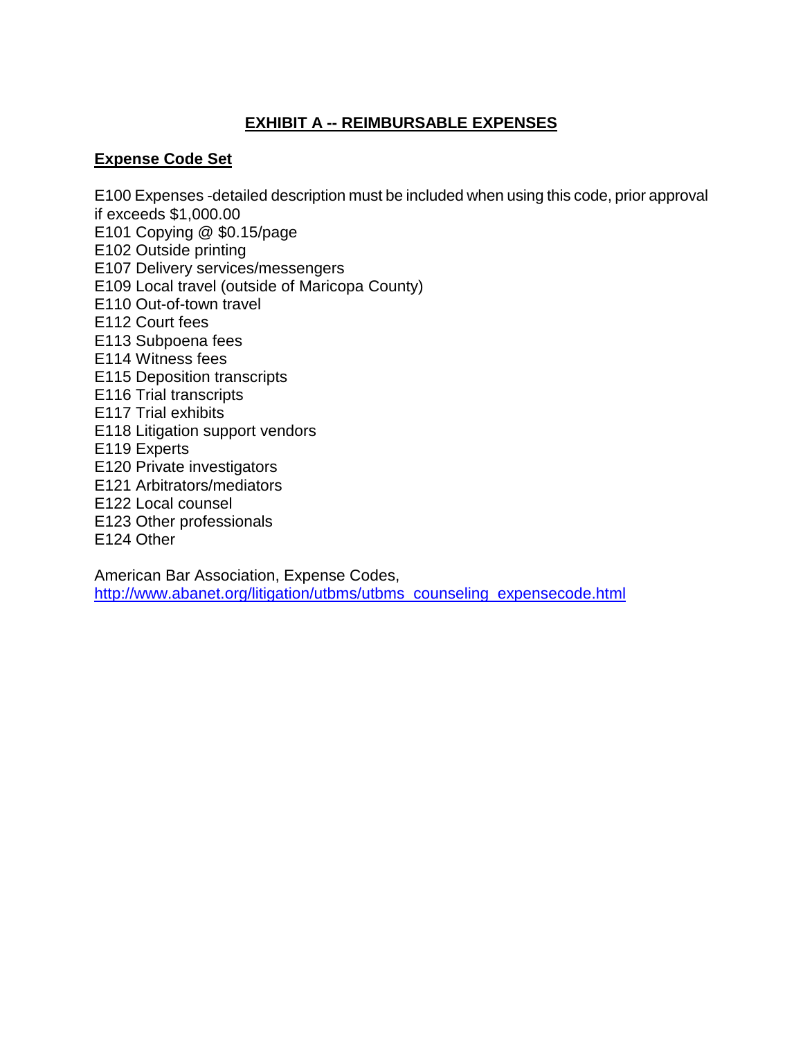## EXHIBIT A -- REIMBURSABLE EXPENSES

**Expense Code Set**

E100 Expenses -detailed description must be included when using this code, prior approval if exceeds $1,000.00
E101 Copying @ $0.15/page
E102 Outside printing
E107 Delivery services/messengers
E109 Local travel (outside of Maricopa County)
E110 Out-of-town travel
E112 Court fees
E113 Subpoena fees
E114 Witness fees
E115 Deposition transcripts
E116 Trial transcripts
E117 Trial exhibits
E118 Litigation support vendors
E119 Experts
E120 Private investigators
E121 Arbitrators/mediators
E122 Local counsel
E123 Other professionals
E124 Other

American Bar Association, Expense Codes,
http://www.abanet.org/litigation/utbms_counseling_expensecode.html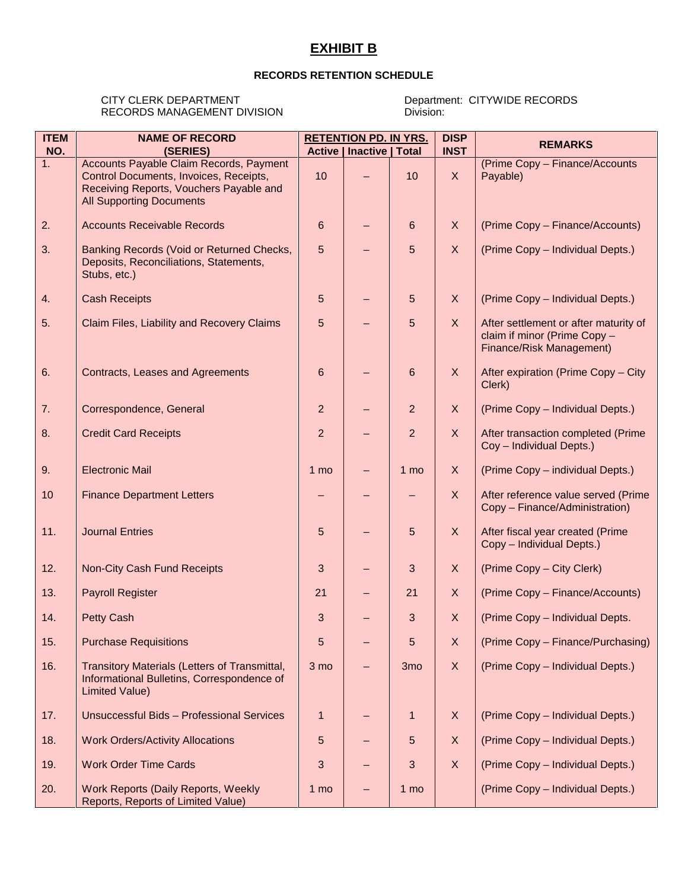# EXHIBIT B

**RECORDS RETENTION SCHEDULE**

CITY CLERK DEPARTMENT
RECORDS MANAGEMENT DIVISION

Department: CITYWIDE RECORDS
Division:

| ITEM NO. | NAME OF RECORD (SERIES) | RETENTION PD. IN YRS. Active | Inactive | Total | DISP INST | REMARKS |
|---|---|---|---|---|---|---|
| 1. | Accounts Payable Claim Records, Payment Control Documents, Invoices, Receipts, Receiving Reports, Vouchers Payable and All Supporting Documents | 10 | – | 10 | X | (Prime Copy – Finance/Accounts Payable) |
| 2. | Accounts Receivable Records | 6 | – | 6 | X | (Prime Copy – Finance/Accounts) |
| 3. | Banking Records (Void or Returned Checks, Deposits, Reconciliations, Statements, Stubs, etc.) | 5 | – | 5 | X | (Prime Copy – Individual Depts.) |
| 4. | Cash Receipts | 5 | – | 5 | X | (Prime Copy – Individual Depts.) |
| 5. | Claim Files, Liability and Recovery Claims | 5 | – | 5 | X | After settlement or after maturity of claim if minor (Prime Copy – Finance/Risk Management) |
| 6. | Contracts, Leases and Agreements | 6 | – | 6 | X | After expiration (Prime Copy – City Clerk) |
| 7. | Correspondence, General | 2 | – | 2 | X | (Prime Copy – Individual Depts.) |
| 8. | Credit Card Receipts | 2 | – | 2 | X | After transaction completed (Prime Coy – Individual Depts.) |
| 9. | Electronic Mail | 1 mo | – | 1 mo | X | (Prime Copy – individual Depts.) |
| 10 | Finance Department Letters | – | – | – | X | After reference value served (Prime Copy – Finance/Administration) |
| 11. | Journal Entries | 5 | – | 5 | X | After fiscal year created (Prime Copy – Individual Depts.) |
| 12. | Non-City Cash Fund Receipts | 3 | – | 3 | X | (Prime Copy – City Clerk) |
| 13. | Payroll Register | 21 | – | 21 | X | (Prime Copy – Finance/Accounts) |
| 14. | Petty Cash | 3 | – | 3 | X | (Prime Copy – Individual Depts. |
| 15. | Purchase Requisitions | 5 | – | 5 | X | (Prime Copy – Finance/Purchasing) |
| 16. | Transitory Materials (Letters of Transmittal, Informational Bulletins, Correspondence of Limited Value) | 3 mo | – | 3mo | X | (Prime Copy – Individual Depts.) |
| 17. | Unsuccessful Bids – Professional Services | 1 | – | 1 | X | (Prime Copy – Individual Depts.) |
| 18. | Work Orders/Activity Allocations | 5 | – | 5 | X | (Prime Copy – Individual Depts.) |
| 19. | Work Order Time Cards | 3 | – | 3 | X | (Prime Copy – Individual Depts.) |
| 20. | Work Reports (Daily Reports, Weekly Reports, Reports of Limited Value) | 1 mo | – | 1 mo | | (Prime Copy – Individual Depts.) |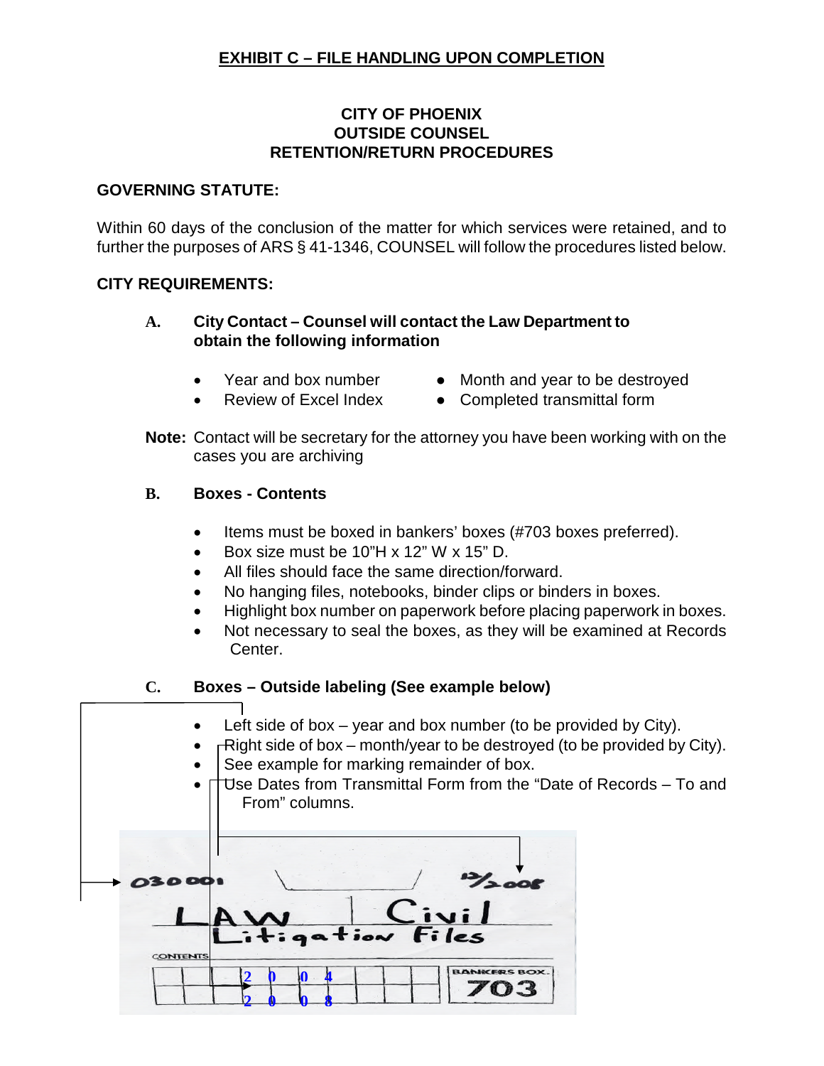## EXHIBIT C – FILE HANDLING UPON COMPLETION

**CITY OF PHOENIX**
**OUTSIDE COUNSEL**
**RETENTION/RETURN PROCEDURES**

**GOVERNING STATUTE:**

Within 60 days of the conclusion of the matter for which services were retained, and to further the purposes of ARS § 41-1346, COUNSEL will follow the procedures listed below.

**CITY REQUIREMENTS:**

**A. City Contact – Counsel will contact the Law Department to obtain the following information**

- Year and box number
- Review of Excel Index
- Month and year to be destroyed
- Completed transmittal form

**Note:** Contact will be secretary for the attorney you have been working with on the cases you are archiving

**B. Boxes - Contents**

- Items must be boxed in bankers' boxes (#703 boxes preferred).
- Box size must be 10"H x 12" W x 15" D.
- All files should face the same direction/forward.
- No hanging files, notebooks, binder clips or binders in boxes.
- Highlight box number on paperwork before placing paperwork in boxes.
- Not necessary to seal the boxes, as they will be examined at Records Center.

**C. Boxes – Outside labeling (See example below)**

- Left side of box – year and box number (to be provided by City).
- Right side of box – month/year to be destroyed (to be provided by City).
- See example for marking remainder of box.
- Use Dates from Transmittal Form from the "Date of Records – To and From" columns.

030001 12/2008

LAW Civil
Litigation Files

CONTENTS

2 0 0 4
2 0 0 8

BANKERS BOX 703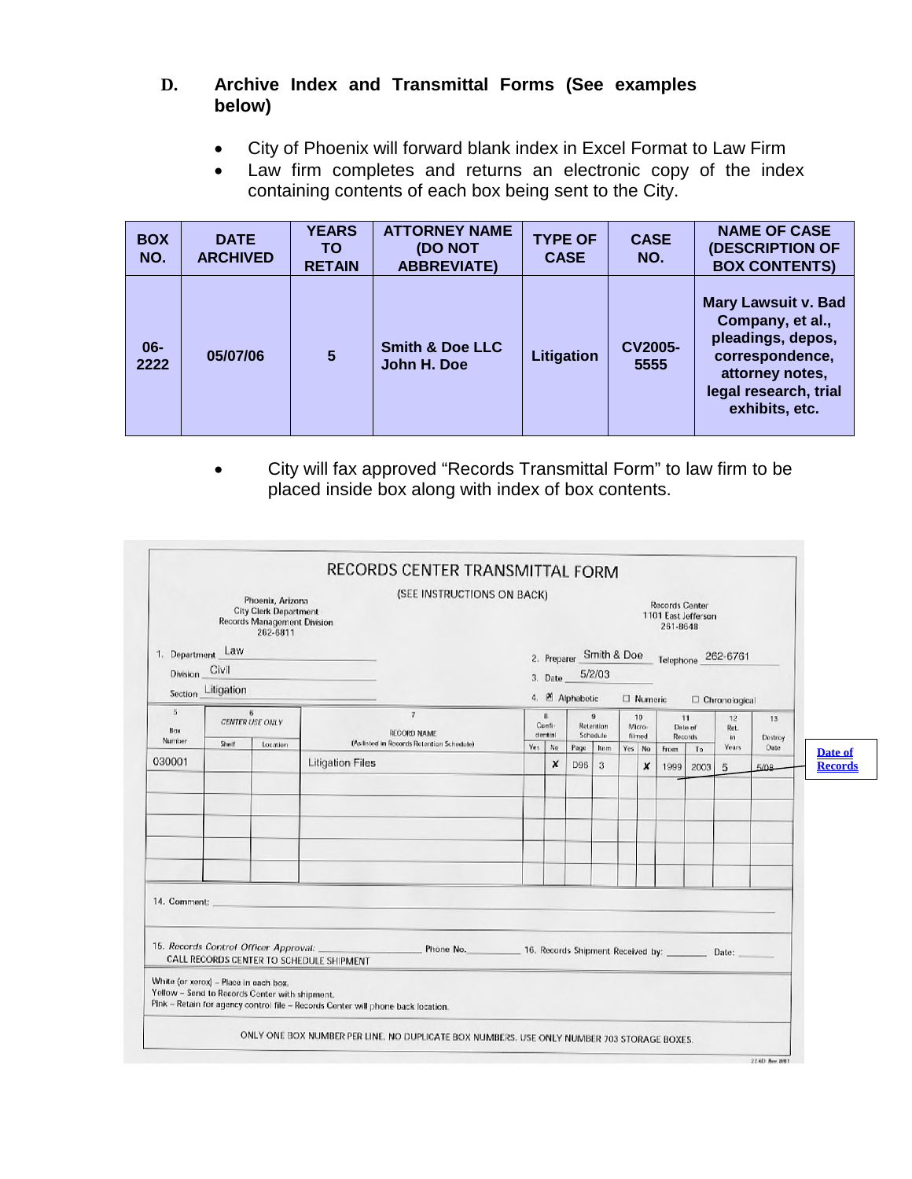**D. Archive Index and Transmittal Forms (See examples below)**

- City of Phoenix will forward blank index in Excel Format to Law Firm
- Law firm completes and returns an electronic copy of the index containing contents of each box being sent to the City.

| BOX NO. | DATE ARCHIVED | YEARS TO RETAIN | ATTORNEY NAME (DO NOT ABBREVIATE) | TYPE OF CASE | CASE NO. | NAME OF CASE (DESCRIPTION OF BOX CONTENTS) |
|---|---|---|---|---|---|---|
| 06-2222 | 05/07/06 | 5 | Smith & Doe LLC John H. Doe | Litigation | CV2005-5555 | Mary Lawsuit v. Bad Company, et al., pleadings, depos, correspondence, attorney notes, legal research, trial exhibits, etc. |

- City will fax approved "Records Transmittal Form" to law firm to be placed inside box along with index of box contents.

**RECORDS CENTER TRANSMITTAL FORM**

(SEE INSTRUCTIONS ON BACK)

Phoenix, Arizona
City Clerk Department
Records Management Division
262-6811

Records Center
1101 East Jefferson
261-8648

1. Department Law
Division Civil
Section Litigation

2. Preparer Smith & Doe Telephone 262-6761
3. Date 5/2/03
4. ☒ Alphabetic ☐ Numeric ☐ Chronological

| 5 Box Number | 6 CENTER USE ONLY Shelf | Location | 7 RECORD NAME (As listed in Records Retention Schedule) | 8 Confidential Yes | No | 9 Retention Schedule Page | Item | 10 Microfilmed Yes | No | 11 Date of Records From | To | 12 Ret. in Years | 13 Destroy Date |
|---|---|---|---|---|---|---|---|---|---|---|---|---|---|
| 030001 | | | Litigation Files | | X | D96 | 3 | | X | 1999 | 2003 | 5 | 5/08 |
| | | | | | | | | | | | | | |
| | | | | | | | | | | | | | |
| | | | | | | | | | | | | | |
| | | | | | | | | | | | | | |
| | | | | | | | | | | | | | |

Date of Records

14. Comment: ______

15. *Records Control Officer Approval:* ______ Phone No. ______ 16. Records Shipment Received by: ______ Date: ______
CALL RECORDS CENTER TO SCHEDULE SHIPMENT

White (or xerox) – Place in each box.
Yellow – Send to Records Center with shipment.
Pink – Retain for agency control file – Records Center will phone back location.

ONLY ONE BOX NUMBER PER LINE. NO DUPLICATE BOX NUMBERS. USE ONLY NUMBER 703 STORAGE BOXES.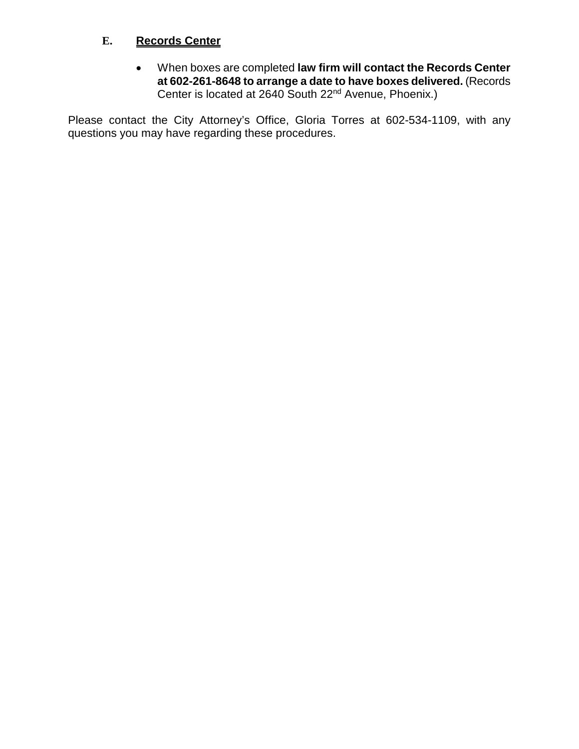### E. **Records Center**

- When boxes are completed **law firm will contact the Records Center at 602-261-8648 to arrange a date to have boxes delivered.** (Records Center is located at 2640 South 22nd Avenue, Phoenix.)

Please contact the City Attorney's Office, Gloria Torres at 602-534-1109, with any questions you may have regarding these procedures.